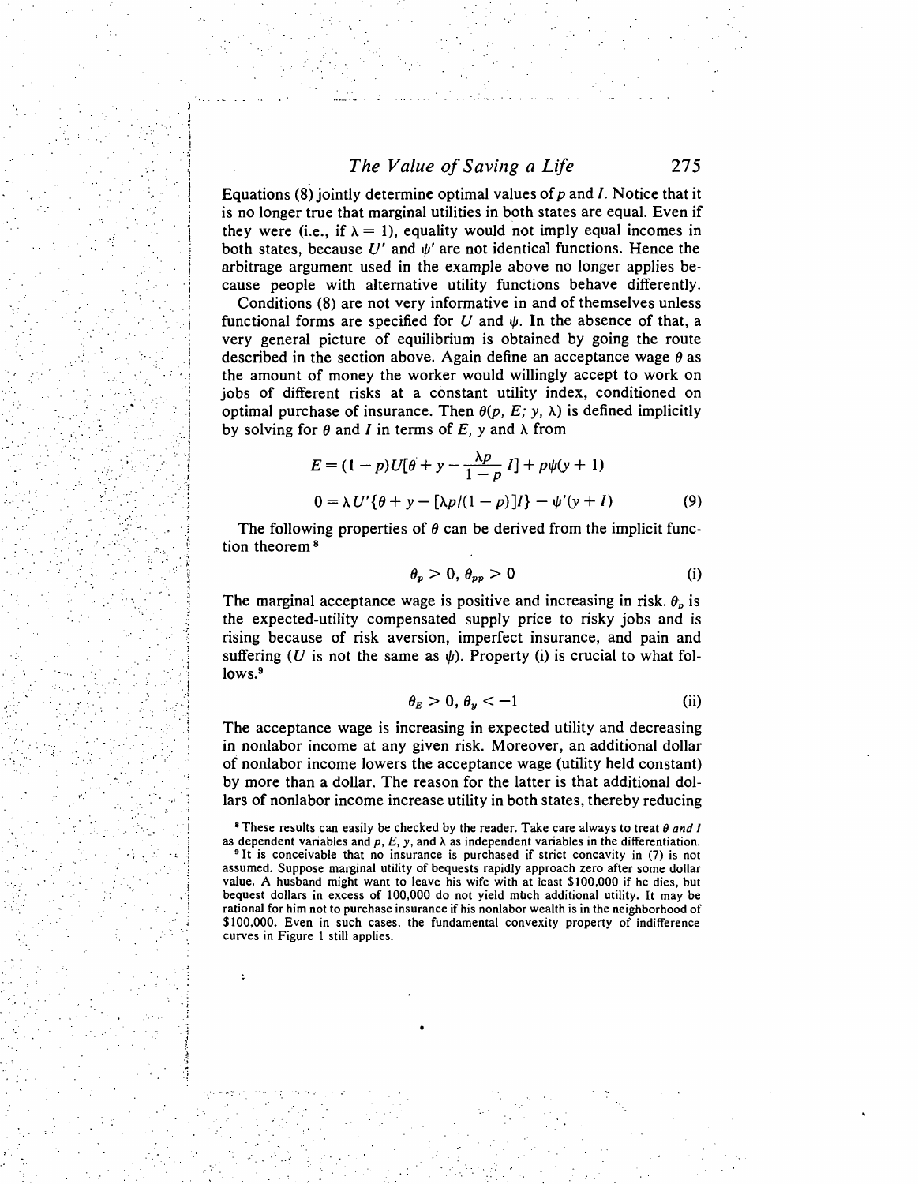Equations (8) jointly determine optimal values of $p$ and $I$. Notice that it is no longer true that marginal utilities in both states are equal. Even if they were (i.e., if $\lambda = 1$), equality would not imply equal incomes in both states, because $U'$ and $\psi'$ are not identical functions. Hence the arbitrage argument used in the example above no longer applies because people with alternative utility functions behave differently.

Conditions (8) are not very informative in and of themselves unless functional forms are specified for $U$ and $\psi$. In the absence of that, a very general picture of equilibrium is obtained by going the route described in the section above. Again define an acceptance wage $\theta$ as the amount of money the worker would willingly accept to work on jobs of different risks at a constant utility index, conditioned on optimal purchase of insurance. Then $\theta(p, E; y, \lambda)$ is defined implicitly by solving for $\theta$ and $I$ in terms of $E$, $y$ and $\lambda$ from

$$E = (1 - p)U[\theta + y - \frac{\lambda p}{1 - p} I] + p\psi(y + I)$$

$$0 = \lambda U'\{\theta + y - [\lambda p/(1 - p)]I\} - \psi'(y + I) \qquad (9)$$

The following properties of $\theta$ can be derived from the implicit function theorem[8]

$$\theta_p > 0, \ \theta_{pp} > 0 \qquad \text{(i)}$$

The marginal acceptance wage is positive and increasing in risk. $\theta_p$ is the expected-utility compensated supply price to risky jobs and is rising because of risk aversion, imperfect insurance, and pain and suffering ($U$ is not the same as $\psi$). Property (i) is crucial to what follows.[9]

$$\theta_E > 0, \ \theta_y < -1 \qquad \text{(ii)}$$

The acceptance wage is increasing in expected utility and decreasing in nonlabor income at any given risk. Moreover, an additional dollar of nonlabor income lowers the acceptance wage (utility held constant) by more than a dollar. The reason for the latter is that additional dollars of nonlabor income increase utility in both states, thereby reducing

[8] These results can easily be checked by the reader. Take care always to treat $\theta$ *and* $I$ as dependent variables and $p$, $E$, $y$, and $\lambda$ as independent variables in the differentiation.

[9] It is conceivable that no insurance is purchased if strict concavity in (7) is not assumed. Suppose marginal utility of bequests rapidly approach zero after some dollar value. A husband might want to leave his wife with at least $100,000 if he dies, but bequest dollars in excess of 100,000 do not yield much additional utility. It may be rational for him not to purchase insurance if his nonlabor wealth is in the neighborhood of $100,000. Even in such cases, the fundamental convexity property of indifference curves in Figure 1 still applies.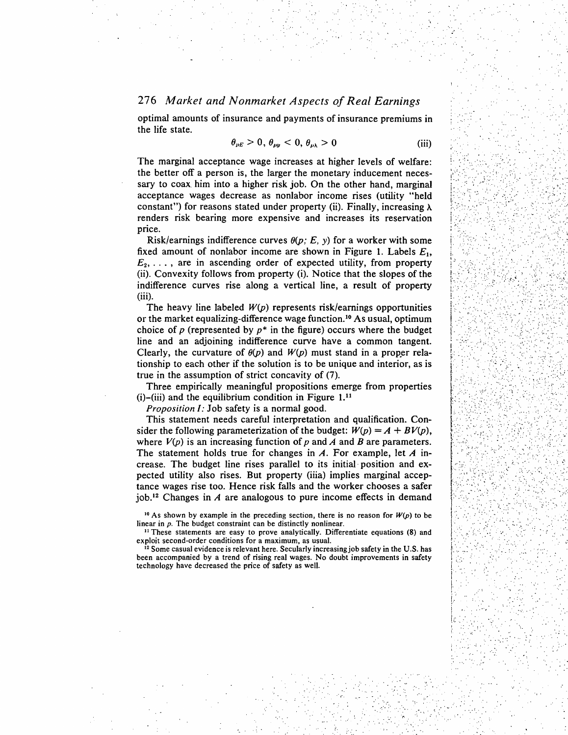optimal amounts of insurance and payments of insurance premiums in the life state.

$$\theta_{pE} > 0,\ \theta_{py} < 0,\ \theta_{p\lambda} > 0 \tag{iii}$$

The marginal acceptance wage increases at higher levels of welfare: the better off a person is, the larger the monetary inducement necessary to coax him into a higher risk job. On the other hand, marginal acceptance wages decrease as nonlabor income rises (utility "held constant") for reasons stated under property (ii). Finally, increasing $\lambda$ renders risk bearing more expensive and increases its reservation price.

Risk/earnings indifference curves $\theta(p;\, E,\, y)$ for a worker with some fixed amount of nonlabor income are shown in Figure 1. Labels $E_1$, $E_2$, . . . , are in ascending order of expected utility, from property (ii). Convexity follows from property (i). Notice that the slopes of the indifference curves rise along a vertical line, a result of property (iii).

The heavy line labeled $W(p)$ represents risk/earnings opportunities or the market equalizing-difference wage function.[10] As usual, optimum choice of $p$ (represented by $p^*$ in the figure) occurs where the budget line and an adjoining indifference curve have a common tangent. Clearly, the curvature of $\theta(p)$ and $W(p)$ must stand in a proper relationship to each other if the solution is to be unique and interior, as is true in the assumption of strict concavity of (7).

Three empirically meaningful propositions emerge from properties (i)–(iii) and the equilibrium condition in Figure 1.[11]

*Proposition I:* Job safety is a normal good.

This statement needs careful interpretation and qualification. Consider the following parameterization of the budget: $W(p) = A + BV(p)$, where $V(p)$ is an increasing function of $p$ and $A$ and $B$ are parameters. The statement holds true for changes in $A$. For example, let $A$ increase. The budget line rises parallel to its initial position and expected utility also rises. But property (iiia) implies marginal acceptance wages rise too. Hence risk falls and the worker chooses a safer job.[12] Changes in $A$ are analogous to pure income effects in demand

[10] As shown by example in the preceding section, there is no reason for $W(p)$ to be linear in $p$. The budget constraint can be distinctly nonlinear.

[11] These statements are easy to prove analytically. Differentiate equations (8) and exploit second-order conditions for a maximum, as usual.

[12] Some casual evidence is relevant here. Secularly increasing job safety in the U.S. has been accompanied by a trend of rising real wages. No doubt improvements in safety technology have decreased the price of safety as well.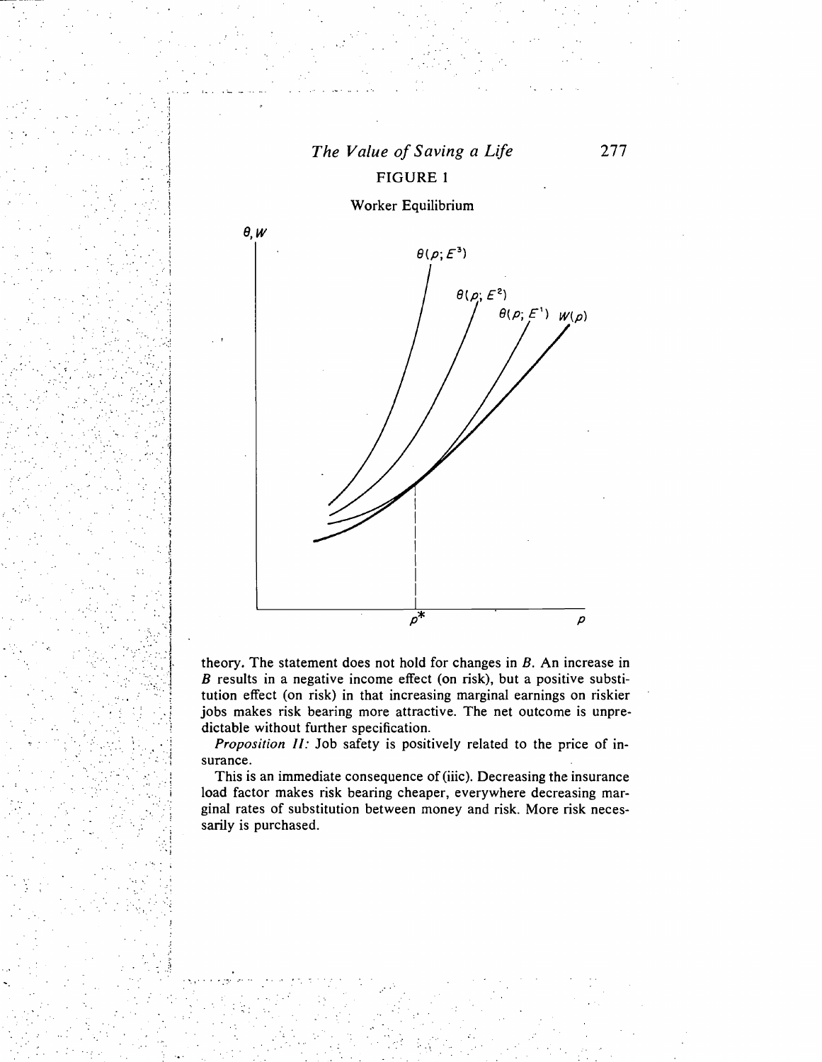FIGURE 1

Worker Equilibrium

theory. The statement does not hold for changes in $B$. An increase in $B$ results in a negative income effect (on risk), but a positive substitution effect (on risk) in that increasing marginal earnings on riskier jobs makes risk bearing more attractive. The net outcome is unpredictable without further specification.

*Proposition II:* Job safety is positively related to the price of insurance.

This is an immediate consequence of (iiic). Decreasing the insurance load factor makes risk bearing cheaper, everywhere decreasing marginal rates of substitution between money and risk. More risk necessarily is purchased.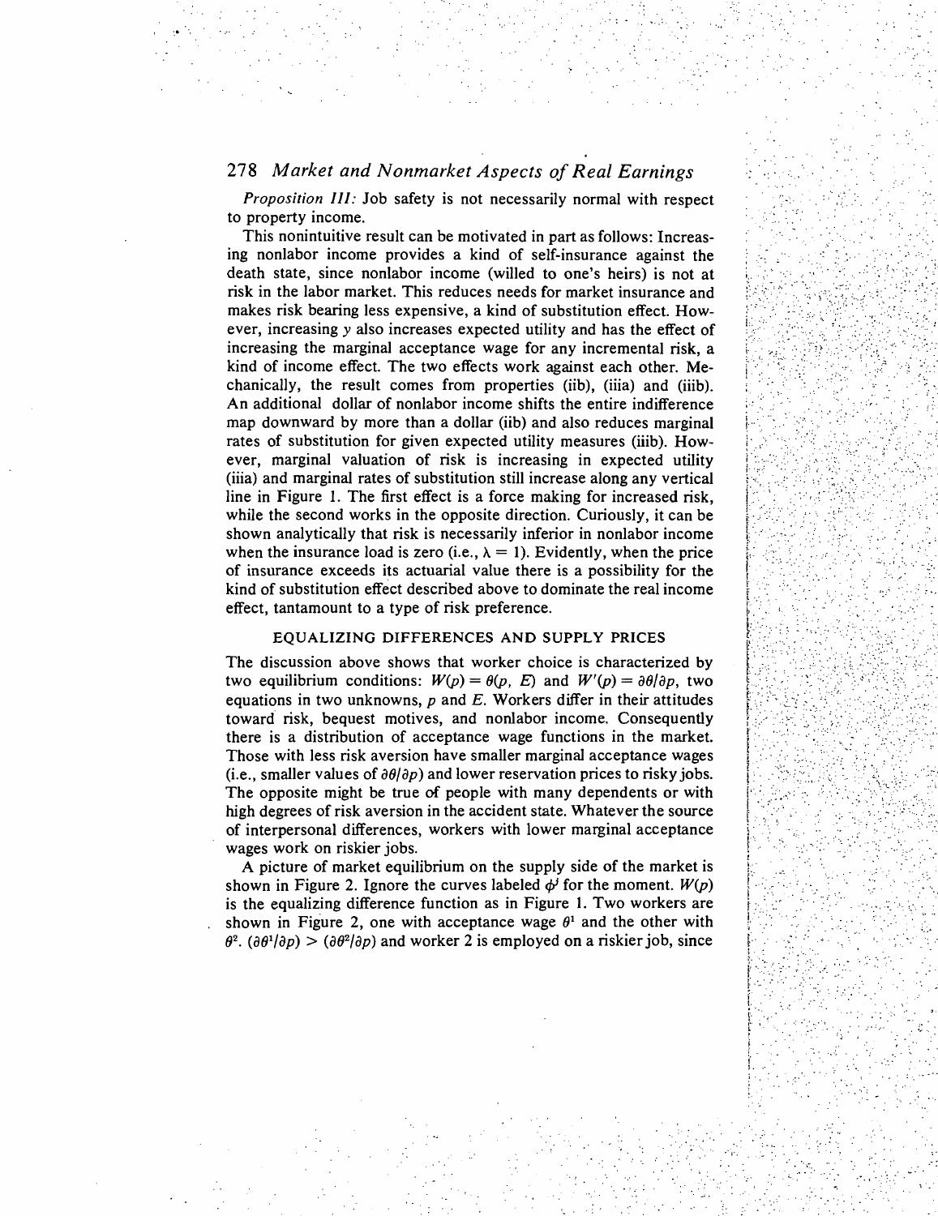*Proposition III:* Job safety is not necessarily normal with respect to property income.

This nonintuitive result can be motivated in part as follows: Increasing nonlabor income provides a kind of self-insurance against the death state, since nonlabor income (willed to one's heirs) is not at risk in the labor market. This reduces needs for market insurance and makes risk bearing less expensive, a kind of substitution effect. However, increasing $y$ also increases expected utility and has the effect of increasing the marginal acceptance wage for any incremental risk, a kind of income effect. The two effects work against each other. Mechanically, the result comes from properties (iib), (iiia) and (iiib). An additional dollar of nonlabor income shifts the entire indifference map downward by more than a dollar (iib) and also reduces marginal rates of substitution for given expected utility measures (iiib). However, marginal valuation of risk is increasing in expected utility (iiia) and marginal rates of substitution still increase along any vertical line in Figure 1. The first effect is a force making for increased risk, while the second works in the opposite direction. Curiously, it can be shown analytically that risk is necessarily inferior in nonlabor income when the insurance load is zero (i.e., $\lambda = 1$). Evidently, when the price of insurance exceeds its actuarial value there is a possibility for the kind of substitution effect described above to dominate the real income effect, tantamount to a type of risk preference.

## EQUALIZING DIFFERENCES AND SUPPLY PRICES

The discussion above shows that worker choice is characterized by two equilibrium conditions: $W(p) = \theta(p, E)$ and $W'(p) = \partial\theta/\partial p$, two equations in two unknowns, $p$ and $E$. Workers differ in their attitudes toward risk, bequest motives, and nonlabor income. Consequently there is a distribution of acceptance wage functions in the market. Those with less risk aversion have smaller marginal acceptance wages (i.e., smaller values of $\partial\theta/\partial p$) and lower reservation prices to risky jobs. The opposite might be true of people with many dependents or with high degrees of risk aversion in the accident state. Whatever the source of interpersonal differences, workers with lower marginal acceptance wages work on riskier jobs.

A picture of market equilibrium on the supply side of the market is shown in Figure 2. Ignore the curves labeled $\phi^j$ for the moment. $W(p)$ is the equalizing difference function as in Figure 1. Two workers are shown in Figure 2, one with acceptance wage $\theta^1$ and the other with $\theta^2$. $(\partial\theta^1/\partial p) > (\partial\theta^2/\partial p)$ and worker 2 is employed on a riskier job, since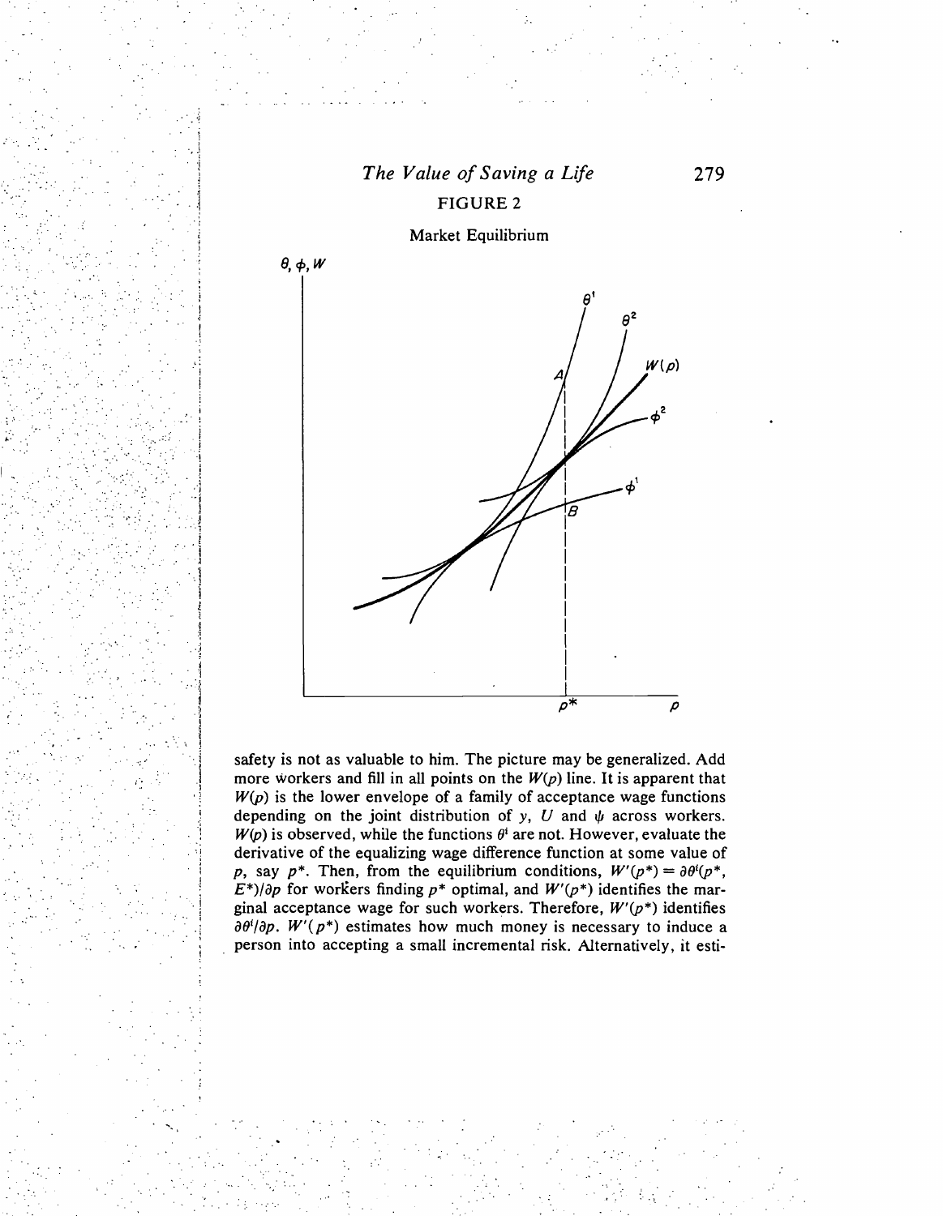FIGURE 2

Market Equilibrium

safety is not as valuable to him. The picture may be generalized. Add more workers and fill in all points on the $W(p)$ line. It is apparent that $W(p)$ is the lower envelope of a family of acceptance wage functions depending on the joint distribution of $y$, $U$ and $\psi$ across workers. $W(p)$ is observed, while the functions $\theta^i$ are not. However, evaluate the derivative of the equalizing wage difference function at some value of $p$, say $p^*$. Then, from the equilibrium conditions, $W'(p^*) = \partial\theta^i(p^*, E^*)/\partial p$ for workers finding $p^*$ optimal, and $W'(p^*)$ identifies the marginal acceptance wage for such workers. Therefore, $W'(p^*)$ identifies $\partial\theta^i/\partial p$. $W'(p^*)$ estimates how much money is necessary to induce a person into accepting a small incremental risk. Alternatively, it esti-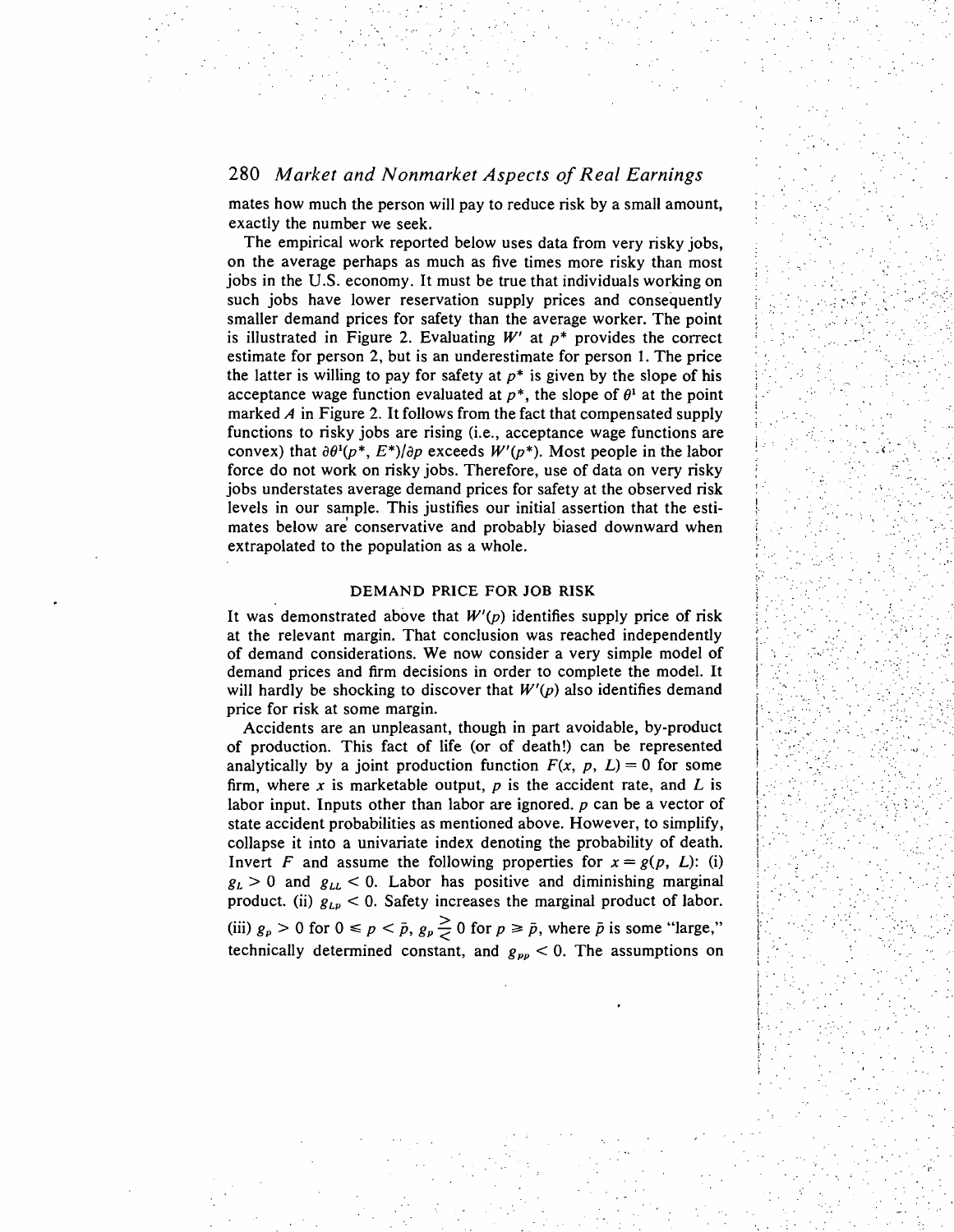mates how much the person will pay to reduce risk by a small amount, exactly the number we seek.

The empirical work reported below uses data from very risky jobs, on the average perhaps as much as five times more risky than most jobs in the U.S. economy. It must be true that individuals working on such jobs have lower reservation supply prices and consequently smaller demand prices for safety than the average worker. The point is illustrated in Figure 2. Evaluating $W'$ at $p^*$ provides the correct estimate for person 2, but is an underestimate for person 1. The price the latter is willing to pay for safety at $p^*$ is given by the slope of his acceptance wage function evaluated at $p^*$, the slope of $\theta^1$ at the point marked $A$ in Figure 2. It follows from the fact that compensated supply functions to risky jobs are rising (i.e., acceptance wage functions are convex) that $\partial\theta^1(p^*, E^*)/\partial p$ exceeds $W'(p^*)$. Most people in the labor force do not work on risky jobs. Therefore, use of data on very risky jobs understates average demand prices for safety at the observed risk levels in our sample. This justifies our initial assertion that the estimates below are conservative and probably biased downward when extrapolated to the population as a whole.

## DEMAND PRICE FOR JOB RISK

It was demonstrated above that $W'(p)$ identifies supply price of risk at the relevant margin. That conclusion was reached independently of demand considerations. We now consider a very simple model of demand prices and firm decisions in order to complete the model. It will hardly be shocking to discover that $W'(p)$ also identifies demand price for risk at some margin.

Accidents are an unpleasant, though in part avoidable, by-product of production. This fact of life (or of death!) can be represented analytically by a joint production function $F(x, p, L) = 0$ for some firm, where $x$ is marketable output, $p$ is the accident rate, and $L$ is labor input. Inputs other than labor are ignored. $p$ can be a vector of state accident probabilities as mentioned above. However, to simplify, collapse it into a univariate index denoting the probability of death. Invert $F$ and assume the following properties for $x = g(p, L)$: (i) $g_L > 0$ and $g_{LL} < 0$. Labor has positive and diminishing marginal product. (ii) $g_{Lp} < 0$. Safety increases the marginal product of labor. (iii) $g_p > 0$ for $0 \leqslant p < \bar{p}$, $g_p \gtreqless 0$ for $p \geqslant \bar{p}$, where $\bar{p}$ is some "large," technically determined constant, and $g_{pp} < 0$. The assumptions on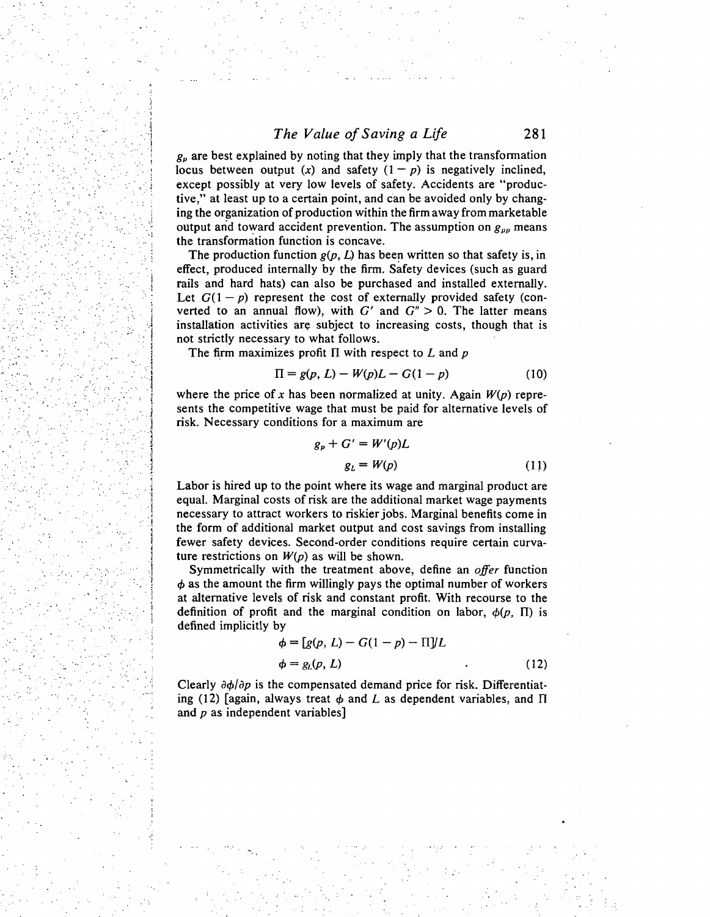$g_p$ are best explained by noting that they imply that the transformation locus between output ($x$) and safety ($1 - p$) is negatively inclined, except possibly at very low levels of safety. Accidents are "productive," at least up to a certain point, and can be avoided only by changing the organization of production within the firm away from marketable output and toward accident prevention. The assumption on $g_{pp}$ means the transformation function is concave.

The production function $g(p, L)$ has been written so that safety is, in effect, produced internally by the firm. Safety devices (such as guard rails and hard hats) can also be purchased and installed externally. Let $G(1 - p)$ represent the cost of externally provided safety (converted to an annual flow), with $G'$ and $G'' > 0$. The latter means installation activities are subject to increasing costs, though that is not strictly necessary to what follows.

The firm maximizes profit $\Pi$ with respect to $L$ and $p$

$$\Pi = g(p, L) - W(p)L - G(1 - p) \tag{10}$$

where the price of $x$ has been normalized at unity. Again $W(p)$ represents the competitive wage that must be paid for alternative levels of risk. Necessary conditions for a maximum are

$$g_p + G' = W'(p)L$$
$$g_L = W(p) \tag{11}$$

Labor is hired up to the point where its wage and marginal product are equal. Marginal costs of risk are the additional market wage payments necessary to attract workers to riskier jobs. Marginal benefits come in the form of additional market output and cost savings from installing fewer safety devices. Second-order conditions require certain curvature restrictions on $W(p)$ as will be shown.

Symmetrically with the treatment above, define an *offer* function $\phi$ as the amount the firm willingly pays the optimal number of workers at alternative levels of risk and constant profit. With recourse to the definition of profit and the marginal condition on labor, $\phi(p, \Pi)$ is defined implicitly by

$$\phi = [g(p, L) - G(1 - p) - \Pi]/L$$
$$\phi = g_L(p, L) \tag{12}$$

Clearly $\partial\phi/\partial p$ is the compensated demand price for risk. Differentiating (12) [again, always treat $\phi$ and $L$ as dependent variables, and $\Pi$ and $p$ as independent variables]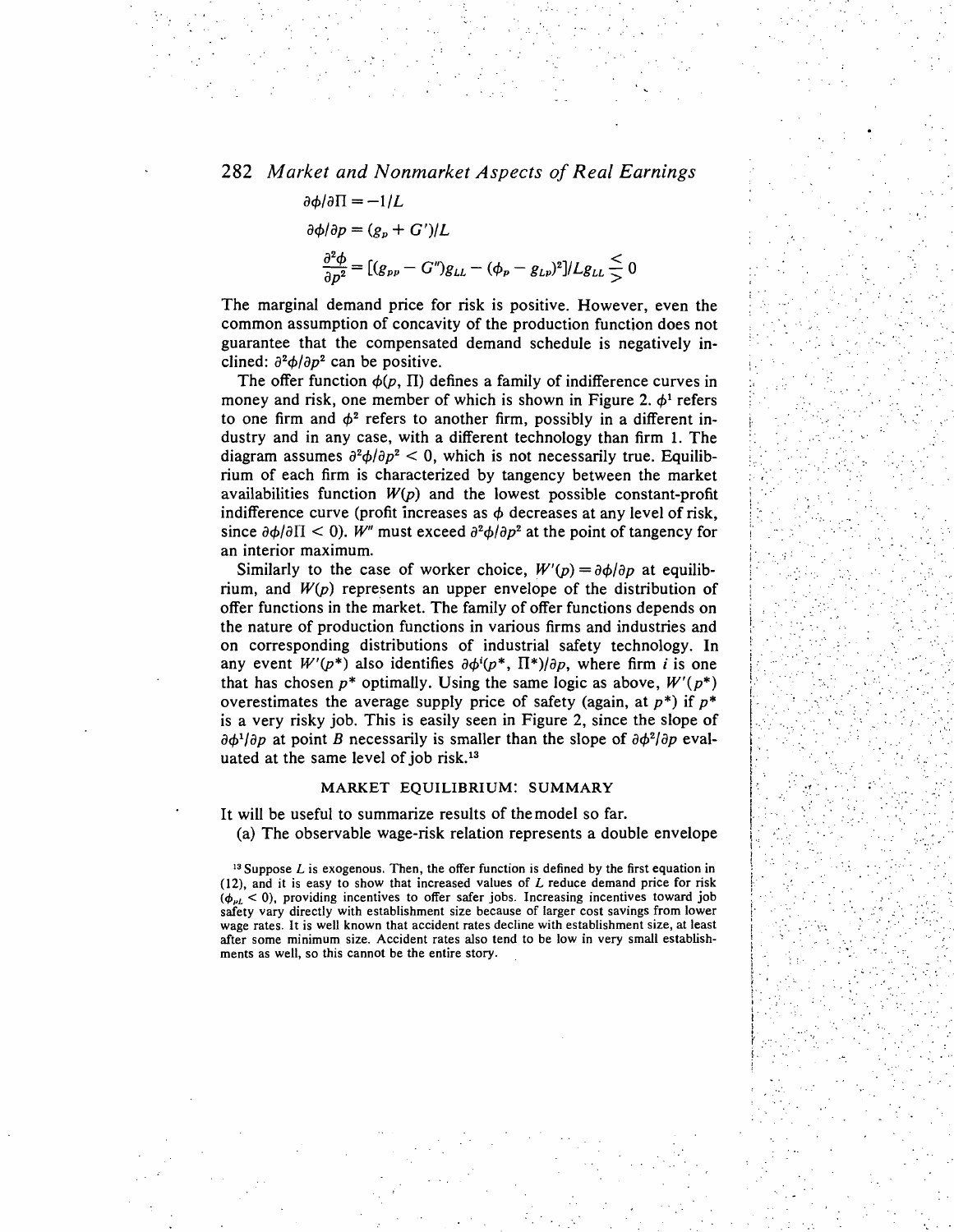$$\partial\phi/\partial\Pi = -1/L$$

$$\partial\phi/\partial p = (g_p + G')/L$$

$$\frac{\partial^2\phi}{\partial p^2} = [(g_{pp} - G'')g_{LL} - (\phi_p - g_{Lp})^2]/Lg_{LL} \lesseqgtr 0$$

The marginal demand price for risk is positive. However, even the common assumption of concavity of the production function does not guarantee that the compensated demand schedule is negatively inclined: $\partial^2\phi/\partial p^2$ can be positive.

The offer function $\phi(p, \Pi)$ defines a family of indifference curves in money and risk, one member of which is shown in Figure 2. $\phi^1$ refers to one firm and $\phi^2$ refers to another firm, possibly in a different industry and in any case, with a different technology than firm 1. The diagram assumes $\partial^2\phi/\partial p^2 < 0$, which is not necessarily true. Equilibrium of each firm is characterized by tangency between the market availabilities function $W(p)$ and the lowest possible constant-profit indifference curve (profit increases as $\phi$ decreases at any level of risk, since $\partial\phi/\partial\Pi < 0$). $W''$ must exceed $\partial^2\phi/\partial p^2$ at the point of tangency for an interior maximum.

Similarly to the case of worker choice, $W'(p) = \partial\phi/\partial p$ at equilibrium, and $W(p)$ represents an upper envelope of the distribution of offer functions in the market. The family of offer functions depends on the nature of production functions in various firms and industries and on corresponding distributions of industrial safety technology. In any event $W'(p^*)$ also identifies $\partial\phi^i(p^*, \Pi^*)/\partial p$, where firm $i$ is one that has chosen $p^*$ optimally. Using the same logic as above, $W'(p^*)$ overestimates the average supply price of safety (again, at $p^*$) if $p^*$ is a very risky job. This is easily seen in Figure 2, since the slope of $\partial\phi^1/\partial p$ at point $B$ necessarily is smaller than the slope of $\partial\phi^2/\partial p$ evaluated at the same level of job risk.[13]

## MARKET EQUILIBRIUM: SUMMARY

It will be useful to summarize results of the model so far.

(a) The observable wage-risk relation represents a double envelope

[13] Suppose $L$ is exogenous. Then, the offer function is defined by the first equation in (12), and it is easy to show that increased values of $L$ reduce demand price for risk ($\phi_{pL} < 0$), providing incentives to offer safer jobs. Increasing incentives toward job safety vary directly with establishment size because of larger cost savings from lower wage rates. It is well known that accident rates decline with establishment size, at least after some minimum size. Accident rates also tend to be low in very small establishments as well, so this cannot be the entire story.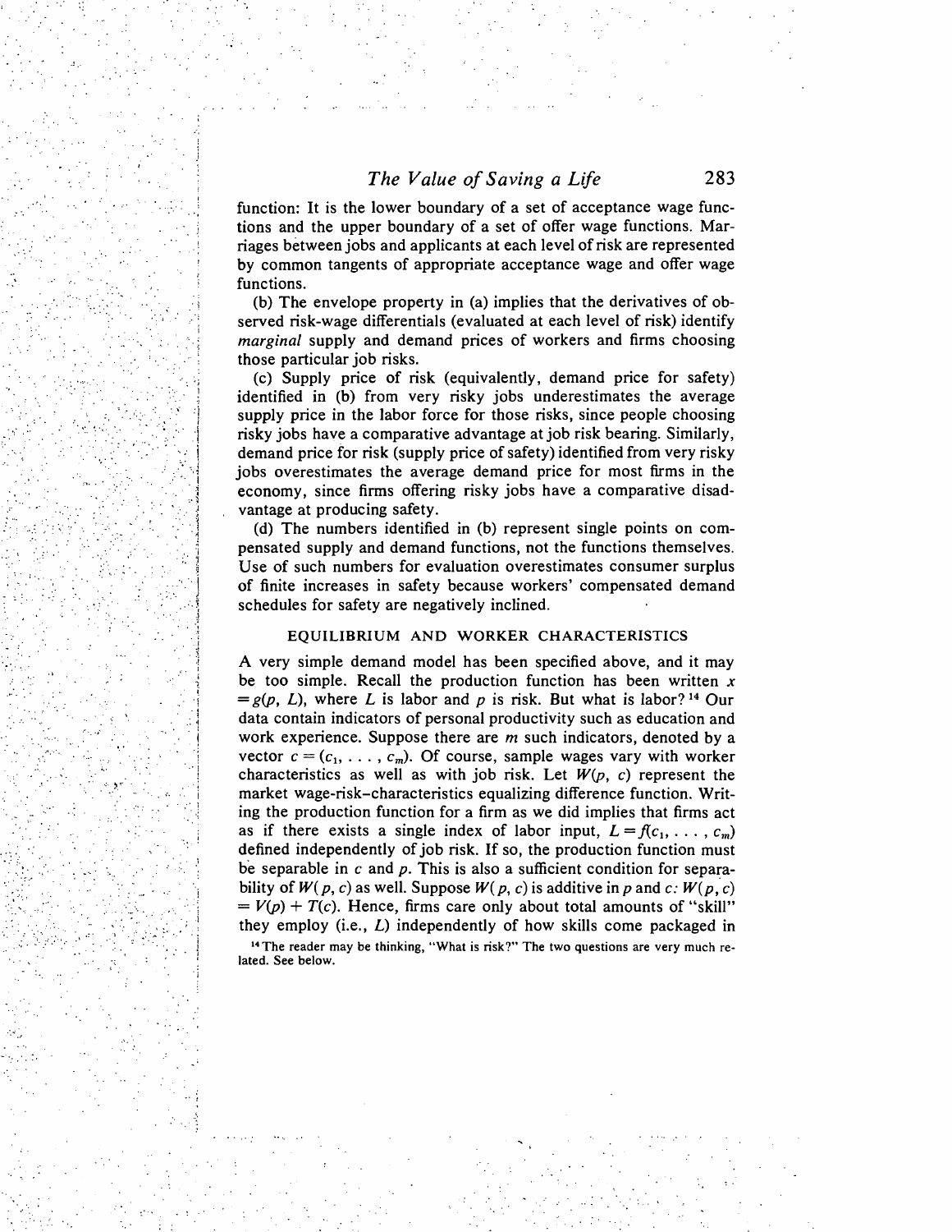function: It is the lower boundary of a set of acceptance wage functions and the upper boundary of a set of offer wage functions. Marriages between jobs and applicants at each level of risk are represented by common tangents of appropriate acceptance wage and offer wage functions.

(b) The envelope property in (a) implies that the derivatives of observed risk-wage differentials (evaluated at each level of risk) identify *marginal* supply and demand prices of workers and firms choosing those particular job risks.

(c) Supply price of risk (equivalently, demand price for safety) identified in (b) from very risky jobs underestimates the average supply price in the labor force for those risks, since people choosing risky jobs have a comparative advantage at job risk bearing. Similarly, demand price for risk (supply price of safety) identified from very risky jobs overestimates the average demand price for most firms in the economy, since firms offering risky jobs have a comparative disadvantage at producing safety.

(d) The numbers identified in (b) represent single points on compensated supply and demand functions, not the functions themselves. Use of such numbers for evaluation overestimates consumer surplus of finite increases in safety because workers' compensated demand schedules for safety are negatively inclined.

## EQUILIBRIUM AND WORKER CHARACTERISTICS

A very simple demand model has been specified above, and it may be too simple. Recall the production function has been written $x = g(p, L)$, where $L$ is labor and $p$ is risk. But what is labor?[14] Our data contain indicators of personal productivity such as education and work experience. Suppose there are $m$ such indicators, denoted by a vector $c = (c_1, \ldots, c_m)$. Of course, sample wages vary with worker characteristics as well as with job risk. Let $W(p, c)$ represent the market wage-risk–characteristics equalizing difference function. Writing the production function for a firm as we did implies that firms act as if there exists a single index of labor input, $L = f(c_1, \ldots, c_m)$ defined independently of job risk. If so, the production function must be separable in $c$ and $p$. This is also a sufficient condition for separability of $W(p, c)$ as well. Suppose $W(p, c)$ is additive in $p$ and $c$: $W(p, c) = V(p) + T(c)$. Hence, firms care only about total amounts of "skill" they employ (i.e., $L$) independently of how skills come packaged in

[14] The reader may be thinking, "What is risk?" The two questions are very much related. See below.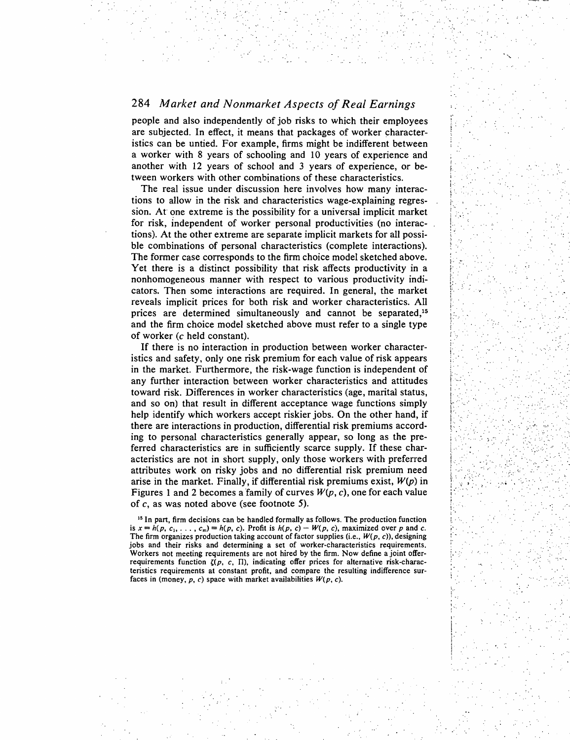people and also independently of job risks to which their employees are subjected. In effect, it means that packages of worker characteristics can be untied. For example, firms might be indifferent between a worker with 8 years of schooling and 10 years of experience and another with 12 years of school and 3 years of experience, or between workers with other combinations of these characteristics.

The real issue under discussion here involves how many interactions to allow in the risk and characteristics wage-explaining regression. At one extreme is the possibility for a universal implicit market for risk, independent of worker personal productivities (no interactions). At the other extreme are separate implicit markets for all possible combinations of personal characteristics (complete interactions). The former case corresponds to the firm choice model sketched above. Yet there is a distinct possibility that risk affects productivity in a nonhomogeneous manner with respect to various productivity indicators. Then some interactions are required. In general, the market reveals implicit prices for both risk and worker characteristics. All prices are determined simultaneously and cannot be separated,[15] and the firm choice model sketched above must refer to a single type of worker ($c$ held constant).

If there is no interaction in production between worker characteristics and safety, only one risk premium for each value of risk appears in the market. Furthermore, the risk-wage function is independent of any further interaction between worker characteristics and attitudes toward risk. Differences in worker characteristics (age, marital status, and so on) that result in different acceptance wage functions simply help identify which workers accept riskier jobs. On the other hand, if there are interactions in production, differential risk premiums according to personal characteristics generally appear, so long as the preferred characteristics are in sufficiently scarce supply. If these characteristics are not in short supply, only those workers with preferred attributes work on risky jobs and no differential risk premium need arise in the market. Finally, if differential risk premiums exist, $W(p)$ in Figures 1 and 2 becomes a family of curves $W(p, c)$, one for each value of $c$, as was noted above (see footnote 5).

[15] In part, firm decisions can be handled formally as follows. The production function is $x = h(p, c_1, \ldots, c_m) = h(p, c)$. Profit is $h(p, c) - W(p, c)$, maximized over $p$ and $c$. The firm organizes production taking account of factor supplies (i.e., $W(p, c)$), designing jobs and their risks and determining a set of worker-characteristics requirements. Workers not meeting requirements are not hired by the firm. Now define a joint offer-requirements function $\zeta(p, c, \Pi)$, indicating offer prices for alternative risk-characteristics requirements at constant profit, and compare the resulting indifference surfaces in (money, $p$, $c$) space with market availabilities $W(p, c)$.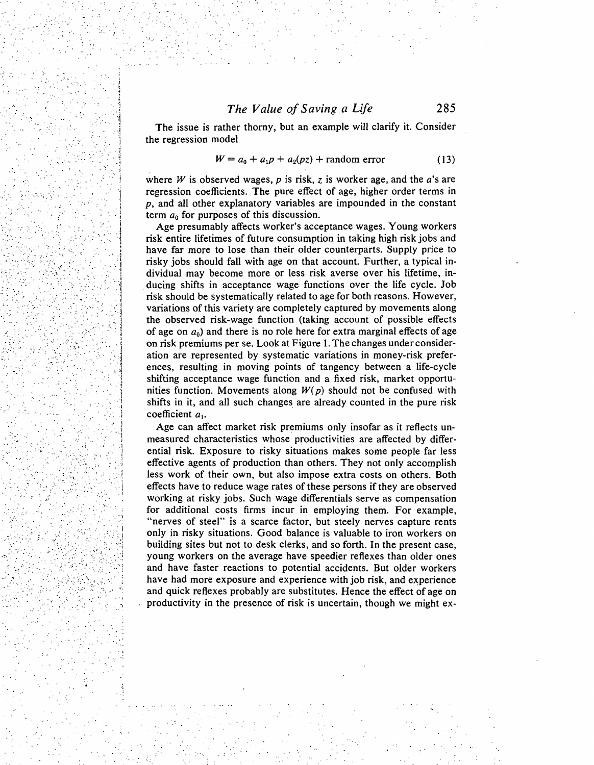The issue is rather thorny, but an example will clarify it. Consider the regression model

$$W = a_0 + a_1 p + a_2(pz) + \text{random error} \tag{13}$$

where $W$ is observed wages, $p$ is risk, $z$ is worker age, and the $a$'s are regression coefficients. The pure effect of age, higher order terms in $p$, and all other explanatory variables are impounded in the constant term $a_0$ for purposes of this discussion.

Age presumably affects worker's acceptance wages. Young workers risk entire lifetimes of future consumption in taking high risk jobs and have far more to lose than their older counterparts. Supply price to risky jobs should fall with age on that account. Further, a typical individual may become more or less risk averse over his lifetime, inducing shifts in acceptance wage functions over the life cycle. Job risk should be systematically related to age for both reasons. However, variations of this variety are completely captured by movements along the observed risk-wage function (taking account of possible effects of age on $a_0$) and there is no role here for extra marginal effects of age on risk premiums per se. Look at Figure 1. The changes under consideration are represented by systematic variations in money-risk preferences, resulting in moving points of tangency between a life-cycle shifting acceptance wage function and a fixed risk, market opportunities function. Movements along $W(p)$ should not be confused with shifts in it, and all such changes are already counted in the pure risk coefficient $a_1$.

Age can affect market risk premiums only insofar as it reflects unmeasured characteristics whose productivities are affected by differential risk. Exposure to risky situations makes some people far less effective agents of production than others. They not only accomplish less work of their own, but also impose extra costs on others. Both effects have to reduce wage rates of these persons if they are observed working at risky jobs. Such wage differentials serve as compensation for additional costs firms incur in employing them. For example, "nerves of steel" is a scarce factor, but steely nerves capture rents only in risky situations. Good balance is valuable to iron workers on building sites but not to desk clerks, and so forth. In the present case, young workers on the average have speedier reflexes than older ones and have faster reactions to potential accidents. But older workers have had more exposure and experience with job risk, and experience and quick reflexes probably are substitutes. Hence the effect of age on productivity in the presence of risk is uncertain, though we might ex-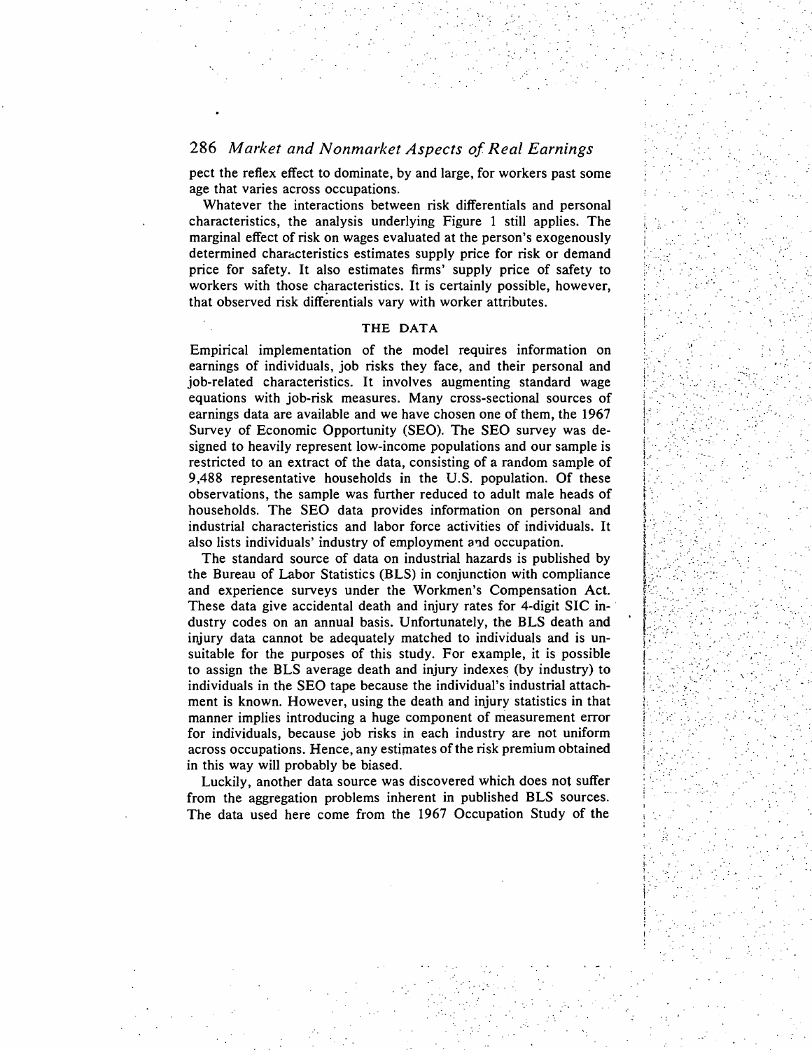pect the reflex effect to dominate, by and large, for workers past some age that varies across occupations.

Whatever the interactions between risk differentials and personal characteristics, the analysis underlying Figure 1 still applies. The marginal effect of risk on wages evaluated at the person's exogenously determined characteristics estimates supply price for risk or demand price for safety. It also estimates firms' supply price of safety to workers with those characteristics. It is certainly possible, however, that observed risk differentials vary with worker attributes.

## THE DATA

Empirical implementation of the model requires information on earnings of individuals, job risks they face, and their personal and job-related characteristics. It involves augmenting standard wage equations with job-risk measures. Many cross-sectional sources of earnings data are available and we have chosen one of them, the 1967 Survey of Economic Opportunity (SEO). The SEO survey was designed to heavily represent low-income populations and our sample is restricted to an extract of the data, consisting of a random sample of 9,488 representative households in the U.S. population. Of these observations, the sample was further reduced to adult male heads of households. The SEO data provides information on personal and industrial characteristics and labor force activities of individuals. It also lists individuals' industry of employment and occupation.

The standard source of data on industrial hazards is published by the Bureau of Labor Statistics (BLS) in conjunction with compliance and experience surveys under the Workmen's Compensation Act. These data give accidental death and injury rates for 4-digit SIC industry codes on an annual basis. Unfortunately, the BLS death and injury data cannot be adequately matched to individuals and is unsuitable for the purposes of this study. For example, it is possible to assign the BLS average death and injury indexes (by industry) to individuals in the SEO tape because the individual's industrial attachment is known. However, using the death and injury statistics in that manner implies introducing a huge component of measurement error for individuals, because job risks in each industry are not uniform across occupations. Hence, any estimates of the risk premium obtained in this way will probably be biased.

Luckily, another data source was discovered which does not suffer from the aggregation problems inherent in published BLS sources. The data used here come from the 1967 Occupation Study of the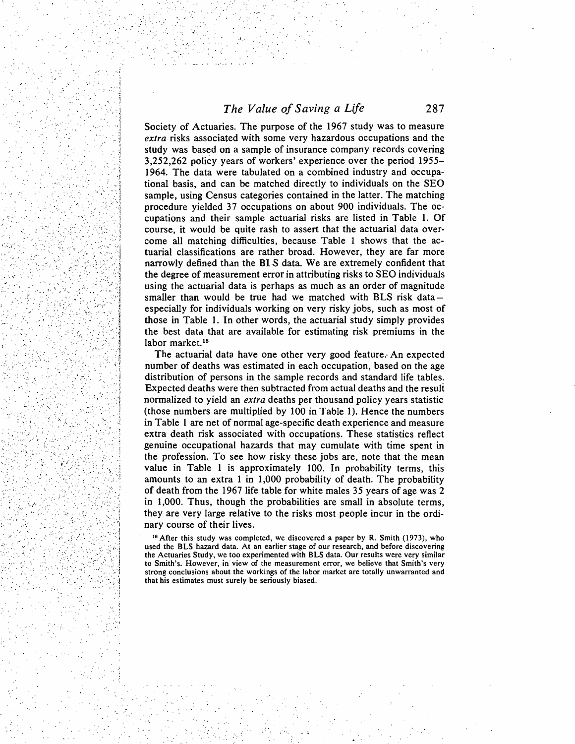Society of Actuaries. The purpose of the 1967 study was to measure *extra* risks associated with some very hazardous occupations and the study was based on a sample of insurance company records covering 3,252,262 policy years of workers' experience over the period 1955–1964. The data were tabulated on a combined industry and occupational basis, and can be matched directly to individuals on the SEO sample, using Census categories contained in the latter. The matching procedure yielded 37 occupations on about 900 individuals. The occupations and their sample actuarial risks are listed in Table 1. Of course, it would be quite rash to assert that the actuarial data overcome all matching difficulties, because Table 1 shows that the actuarial classifications are rather broad. However, they are far more narrowly defined than the BLS data. We are extremely confident that the degree of measurement error in attributing risks to SEO individuals using the actuarial data is perhaps as much as an order of magnitude smaller than would be true had we matched with BLS risk data—especially for individuals working on very risky jobs, such as most of those in Table 1. In other words, the actuarial study simply provides the best data that are available for estimating risk premiums in the labor market.[16]

The actuarial data have one other very good feature. An expected number of deaths was estimated in each occupation, based on the age distribution of persons in the sample records and standard life tables. Expected deaths were then subtracted from actual deaths and the result normalized to yield an *extra* deaths per thousand policy years statistic (those numbers are multiplied by 100 in Table 1). Hence the numbers in Table 1 are net of normal age-specific death experience and measure extra death risk associated with occupations. These statistics reflect genuine occupational hazards that may cumulate with time spent in the profession. To see how risky these jobs are, note that the mean value in Table 1 is approximately 100. In probability terms, this amounts to an extra 1 in 1,000 probability of death. The probability of death from the 1967 life table for white males 35 years of age was 2 in 1,000. Thus, though the probabilities are small in absolute terms, they are very large relative to the risks most people incur in the ordinary course of their lives.

[16] After this study was completed, we discovered a paper by R. Smith (1973), who used the BLS hazard data. At an earlier stage of our research, and before discovering the Actuaries Study, we too experimented with BLS data. Our results were very similar to Smith's. However, in view of the measurement error, we believe that Smith's very strong conclusions about the workings of the labor market are totally unwarranted and that his estimates must surely be seriously biased.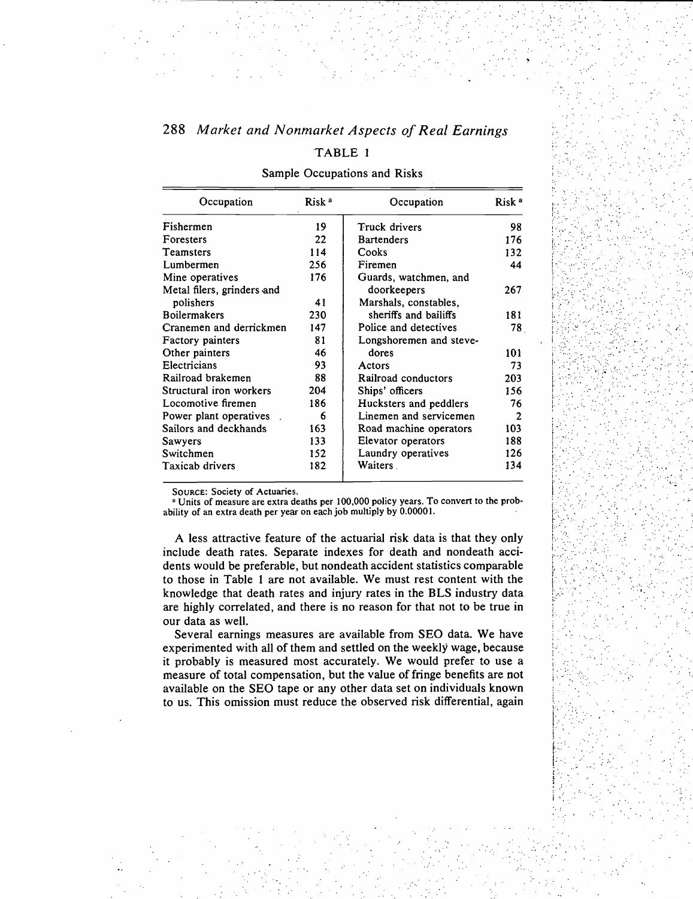TABLE 1

Sample Occupations and Risks

| Occupation | Risk [a] | Occupation | Risk [a] |
|---|---|---|---|
| Fishermen | 19 | Truck drivers | 98 |
| Foresters | 22 | Bartenders | 176 |
| Teamsters | 114 | Cooks | 132 |
| Lumbermen | 256 | Firemen | 44 |
| Mine operatives | 176 | Guards, watchmen, and doorkeepers | 267 |
| Metal filers, grinders and polishers | 41 | Marshals, constables, sheriffs and bailiffs | 181 |
| Boilermakers | 230 | Police and detectives | 78 |
| Cranemen and derrickmen | 147 | Longshoremen and stevedores | 101 |
| Factory painters | 81 | Actors | 73 |
| Other painters | 46 | Railroad conductors | 203 |
| Electricians | 93 | Ships' officers | 156 |
| Railroad brakemen | 88 | Hucksters and peddlers | 76 |
| Structural iron workers | 204 | Linemen and servicemen | 2 |
| Locomotive firemen | 186 | Road machine operators | 103 |
| Power plant operatives | 6 | Elevator operators | 188 |
| Sailors and deckhands | 163 | Laundry operatives | 126 |
| Sawyers | 133 | Waiters | 134 |
| Switchmen | 152 | | |
| Taxicab drivers | 182 | | |

SOURCE: Society of Actuaries.

[a] Units of measure are extra deaths per 100,000 policy years. To convert to the probability of an extra death per year on each job multiply by 0.00001.

A less attractive feature of the actuarial risk data is that they only include death rates. Separate indexes for death and nondeath accidents would be preferable, but nondeath accident statistics comparable to those in Table 1 are not available. We must rest content with the knowledge that death rates and injury rates in the BLS industry data are highly correlated, and there is no reason for that not to be true in our data as well.

Several earnings measures are available from SEO data. We have experimented with all of them and settled on the weekly wage, because it probably is measured most accurately. We would prefer to use a measure of total compensation, but the value of fringe benefits are not available on the SEO tape or any other data set on individuals known to us. This omission must reduce the observed risk differential, again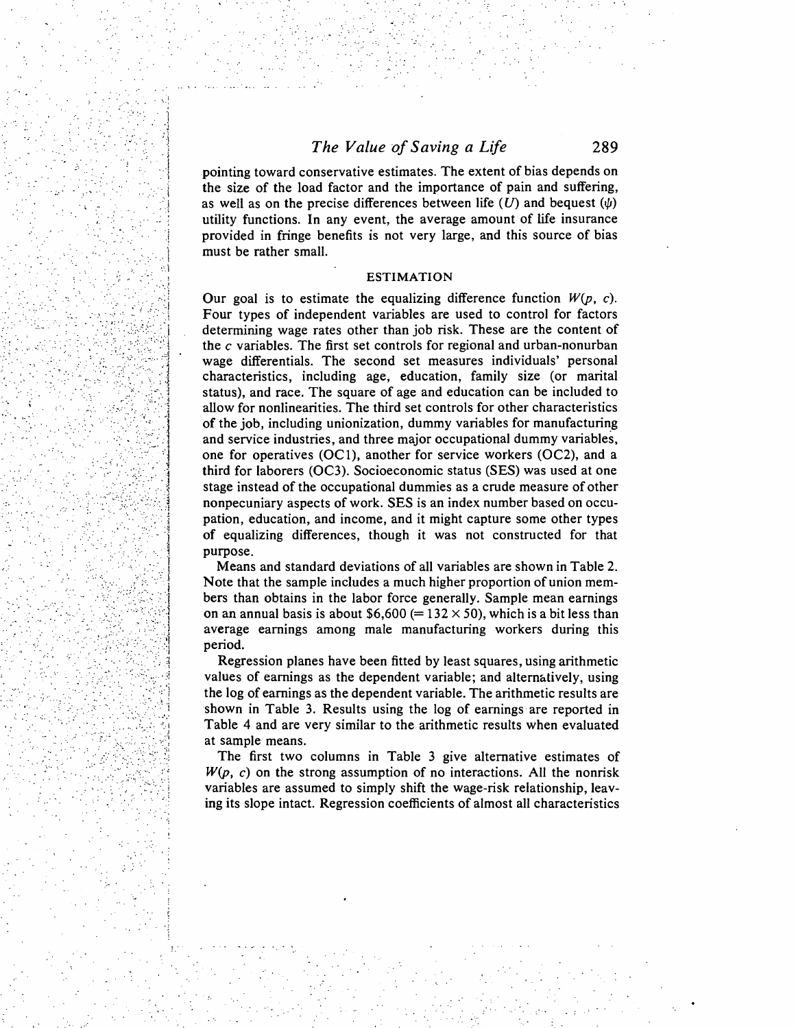pointing toward conservative estimates. The extent of bias depends on the size of the load factor and the importance of pain and suffering, as well as on the precise differences between life ($U$) and bequest ($\psi$) utility functions. In any event, the average amount of life insurance provided in fringe benefits is not very large, and this source of bias must be rather small.

## ESTIMATION

Our goal is to estimate the equalizing difference function $W(p, c)$. Four types of independent variables are used to control for factors determining wage rates other than job risk. These are the content of the $c$ variables. The first set controls for regional and urban-nonurban wage differentials. The second set measures individuals' personal characteristics, including age, education, family size (or marital status), and race. The square of age and education can be included to allow for nonlinearities. The third set controls for other characteristics of the job, including unionization, dummy variables for manufacturing and service industries, and three major occupational dummy variables, one for operatives (OC1), another for service workers (OC2), and a third for laborers (OC3). Socioeconomic status (SES) was used at one stage instead of the occupational dummies as a crude measure of other nonpecuniary aspects of work. SES is an index number based on occupation, education, and income, and it might capture some other types of equalizing differences, though it was not constructed for that purpose.

Means and standard deviations of all variables are shown in Table 2. Note that the sample includes a much higher proportion of union members than obtains in the labor force generally. Sample mean earnings on an annual basis is about \$6,600 ($= 132 \times 50$), which is a bit less than average earnings among male manufacturing workers during this period.

Regression planes have been fitted by least squares, using arithmetic values of earnings as the dependent variable; and alternatively, using the log of earnings as the dependent variable. The arithmetic results are shown in Table 3. Results using the log of earnings are reported in Table 4 and are very similar to the arithmetic results when evaluated at sample means.

The first two columns in Table 3 give alternative estimates of $W(p, c)$ on the strong assumption of no interactions. All the nonrisk variables are assumed to simply shift the wage-risk relationship, leaving its slope intact. Regression coefficients of almost all characteristics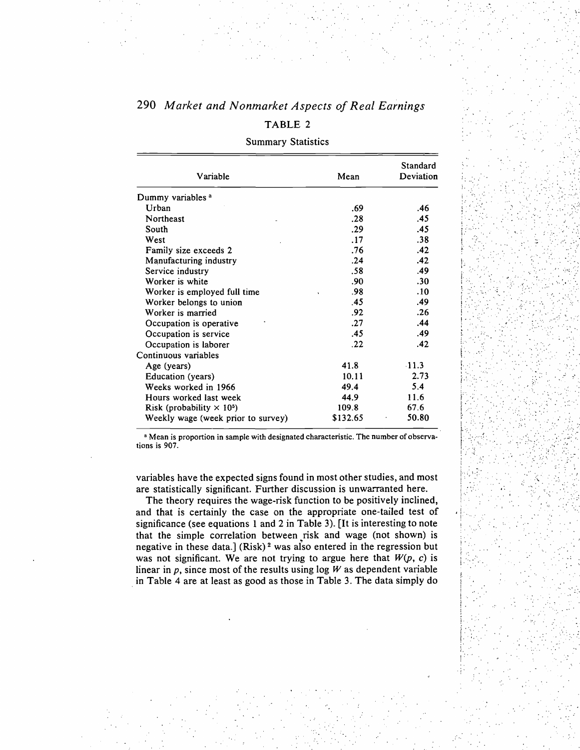TABLE 2

Summary Statistics

| Variable | Mean | Standard Deviation |
|---|---|---|
| Dummy variables [a] | | |
| Urban | .69 | .46 |
| Northeast | .28 | .45 |
| South | .29 | .45 |
| West | .17 | .38 |
| Family size exceeds 2 | .76 | .42 |
| Manufacturing industry | .24 | .42 |
| Service industry | .58 | .49 |
| Worker is white | .90 | .30 |
| Worker is employed full time | .98 | .10 |
| Worker belongs to union | .45 | .49 |
| Worker is married | .92 | .26 |
| Occupation is operative | .27 | .44 |
| Occupation is service | .45 | .49 |
| Occupation is laborer | .22 | .42 |
| Continuous variables | | |
| Age (years) | 41.8 | 11.3 |
| Education (years) | 10.11 | 2.73 |
| Weeks worked in 1966 | 49.4 | 5.4 |
| Hours worked last week | 44.9 | 11.6 |
| Risk (probability $\times 10^5$) | 109.8 | 67.6 |
| Weekly wage (week prior to survey) | \$132.65 | 50.80 |

[a] Mean is proportion in sample with designated characteristic. The number of observations is 907.

variables have the expected signs found in most other studies, and most are statistically significant. Further discussion is unwarranted here.

The theory requires the wage-risk function to be positively inclined, and that is certainly the case on the appropriate one-tailed test of significance (see equations 1 and 2 in Table 3). [It is interesting to note that the simple correlation between risk and wage (not shown) is negative in these data.] $(\text{Risk})^2$ was also entered in the regression but was not significant. We are not trying to argue here that $W(p, c)$ is linear in $p$, since most of the results using log $W$ as dependent variable in Table 4 are at least as good as those in Table 3. The data simply do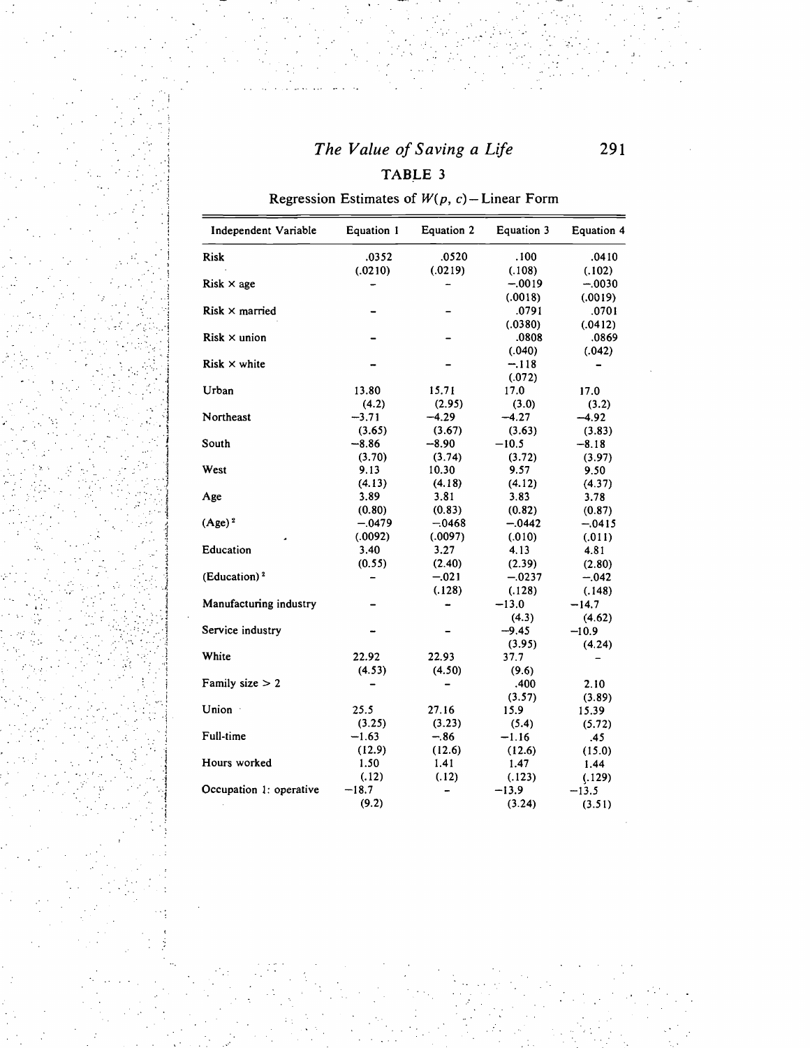## TABLE 3

Regression Estimates of $W(p, c)$ – Linear Form

| Independent Variable | Equation 1 | Equation 2 | Equation 3 | Equation 4 |
|---|---|---|---|---|
| Risk | .0352 | .0520 | .100 | .0410 |
| | (.0210) | (.0219) | (.108) | (.102) |
| Risk × age | – | – | –.0019 | –.0030 |
| | | | (.0018) | (.0019) |
| Risk × married | – | – | .0791 | .0701 |
| | | | (.0380) | (.0412) |
| Risk × union | – | – | .0808 | .0869 |
| | | | (.040) | (.042) |
| Risk × white | – | – | –.118 | – |
| | | | (.072) | |
| Urban | 13.80 | 15.71 | 17.0 | 17.0 |
| | (4.2) | (2.95) | (3.0) | (3.2) |
| Northeast | –3.71 | –4.29 | –4.27 | –4.92 |
| | (3.65) | (3.67) | (3.63) | (3.83) |
| South | –8.86 | –8.90 | –10.5 | –8.18 |
| | (3.70) | (3.74) | (3.72) | (3.97) |
| West | 9.13 | 10.30 | 9.57 | 9.50 |
| | (4.13) | (4.18) | (4.12) | (4.37) |
| Age | 3.89 | 3.81 | 3.83 | 3.78 |
| | (0.80) | (0.83) | (0.82) | (0.87) |
| $(\text{Age})^2$ | –.0479 | –.0468 | –.0442 | –.0415 |
| | (.0092) | (.0097) | (.010) | (.011) |
| Education | 3.40 | 3.27 | 4.13 | 4.81 |
| | (0.55) | (2.40) | (2.39) | (2.80) |
| $(\text{Education})^2$ | – | –.021 | –.0237 | –.042 |
| | | (.128) | (.128) | (.148) |
| Manufacturing industry | – | – | –13.0 | –14.7 |
| | | | (4.3) | (4.62) |
| Service industry | – | – | –9.45 | –10.9 |
| | | | (3.95) | (4.24) |
| White | 22.92 | 22.93 | 37.7 | – |
| | (4.53) | (4.50) | (9.6) | |
| Family size > 2 | – | – | .400 | 2.10 |
| | | | (3.57) | (3.89) |
| Union | 25.5 | 27.16 | 15.9 | 15.39 |
| | (3.25) | (3.23) | (5.4) | (5.72) |
| Full-time | –1.63 | –.86 | –1.16 | .45 |
| | (12.9) | (12.6) | (12.6) | (15.0) |
| Hours worked | 1.50 | 1.41 | 1.47 | 1.44 |
| | (.12) | (.12) | (.123) | (.129) |
| Occupation 1: operative | –18.7 | – | –13.9 | –13.5 |
| | (9.2) | | (3.24) | (3.51) |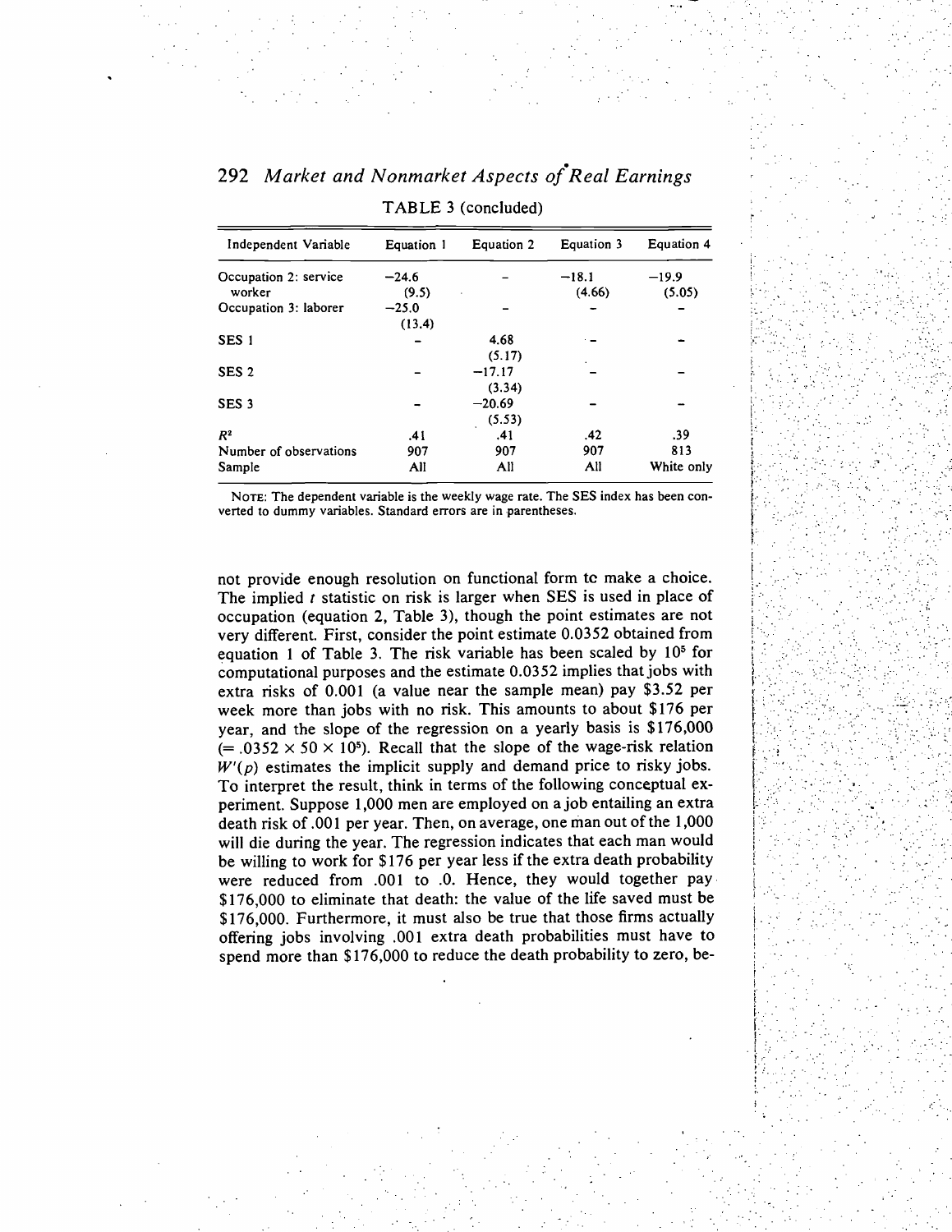TABLE 3 (concluded)

| Independent Variable | Equation 1 | Equation 2 | Equation 3 | Equation 4 |
|---|---|---|---|---|
| Occupation 2: service worker | −24.6 (9.5) | – | −18.1 (4.66) | −19.9 (5.05) |
| Occupation 3: laborer | −25.0 (13.4) | – | – | – |
| SES 1 | – | 4.68 (5.17) | – | – |
| SES 2 | – | −17.17 (3.34) | – | – |
| SES 3 | – | −20.69 (5.53) | – | – |
| $R^2$ | .41 | .41 | .42 | .39 |
| Number of observations | 907 | 907 | 907 | 813 |
| Sample | All | All | All | White only |

NOTE: The dependent variable is the weekly wage rate. The SES index has been converted to dummy variables. Standard errors are in parentheses.

not provide enough resolution on functional form tc make a choice. The implied $t$ statistic on risk is larger when SES is used in place of occupation (equation 2, Table 3), though the point estimates are not very different. First, consider the point estimate 0.0352 obtained from equation 1 of Table 3. The risk variable has been scaled by $10^5$ for computational purposes and the estimate 0.0352 implies that jobs with extra risks of 0.001 (a value near the sample mean) pay \$3.52 per week more than jobs with no risk. This amounts to about \$176 per year, and the slope of the regression on a yearly basis is \$176,000 ($= .0352 \times 50 \times 10^5$). Recall that the slope of the wage-risk relation $W'(p)$ estimates the implicit supply and demand price to risky jobs. To interpret the result, think in terms of the following conceptual experiment. Suppose 1,000 men are employed on a job entailing an extra death risk of .001 per year. Then, on average, one man out of the 1,000 will die during the year. The regression indicates that each man would be willing to work for \$176 per year less if the extra death probability were reduced from .001 to .0. Hence, they would together pay \$176,000 to eliminate that death: the value of the life saved must be \$176,000. Furthermore, it must also be true that those firms actually offering jobs involving .001 extra death probabilities must have to spend more than \$176,000 to reduce the death probability to zero, be-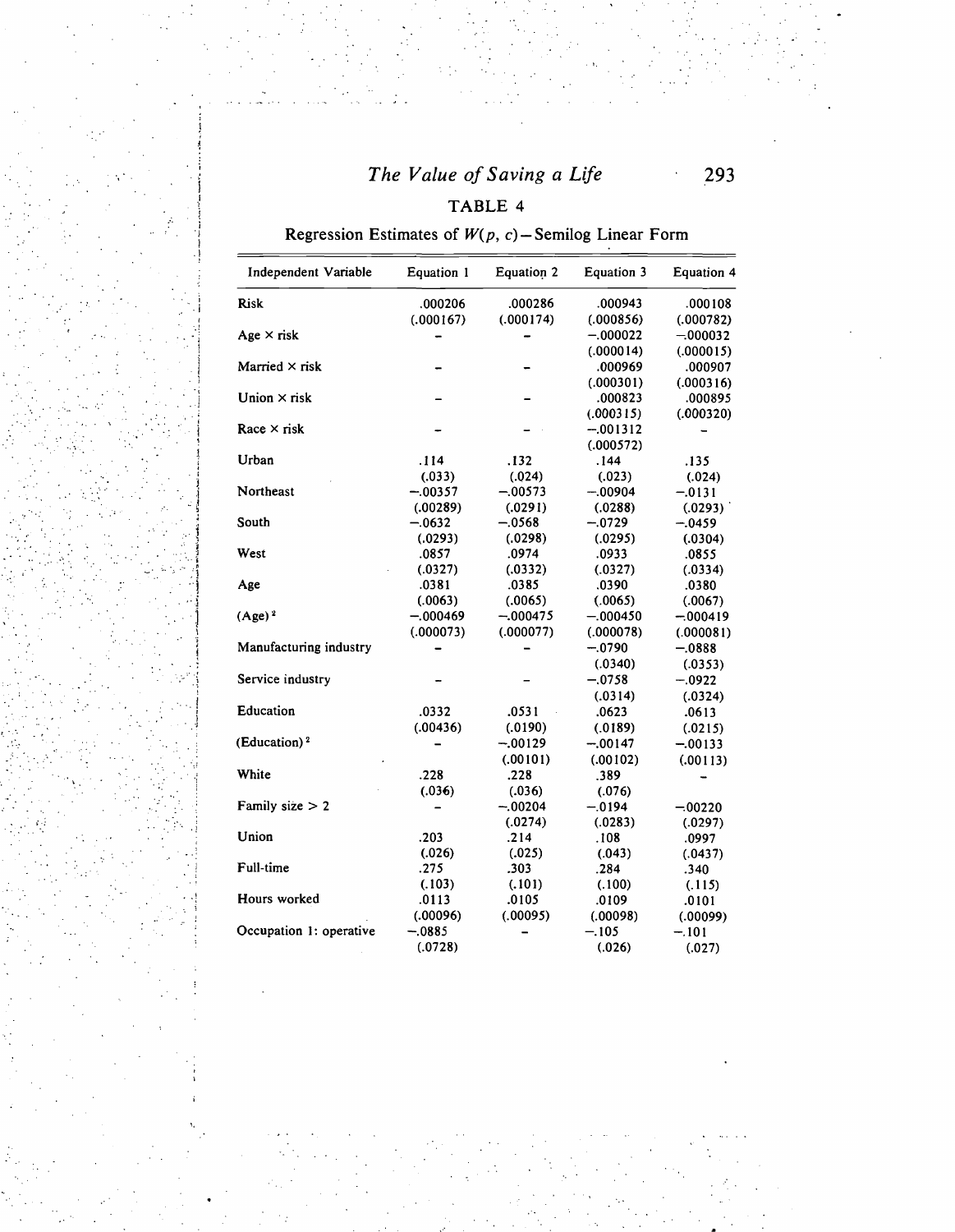## TABLE 4

Regression Estimates of $W(p, c)$—Semilog Linear Form

| Independent Variable | Equation 1 | Equation 2 | Equation 3 | Equation 4 |
|---|---|---|---|---|
| Risk | .000206 | .000286 | .000943 | .000108 |
| | (.000167) | (.000174) | (.000856) | (.000782) |
| Age × risk | – | – | –.000022 | –.000032 |
| | | | (.000014) | (.000015) |
| Married × risk | – | – | .000969 | .000907 |
| | | | (.000301) | (.000316) |
| Union × risk | – | – | .000823 | .000895 |
| | | | (.000315) | (.000320) |
| Race × risk | – | – | –.001312 | – |
| | | | (.000572) | |
| Urban | .114 | .132 | .144 | .135 |
| | (.033) | (.024) | (.023) | (.024) |
| Northeast | –.00357 | –.00573 | –.00904 | –.0131 |
| | (.00289) | (.0291) | (.0288) | (.0293) |
| South | –.0632 | –.0568 | –.0729 | –.0459 |
| | (.0293) | (.0298) | (.0295) | (.0304) |
| West | .0857 | .0974 | .0933 | .0855 |
| | (.0327) | (.0332) | (.0327) | (.0334) |
| Age | .0381 | .0385 | .0390 | .0380 |
| | (.0063) | (.0065) | (.0065) | (.0067) |
| $(\text{Age})^2$ | –.000469 | –.000475 | –.000450 | –.000419 |
| | (.000073) | (.000077) | (.000078) | (.000081) |
| Manufacturing industry | – | – | –.0790 | –.0888 |
| | | | (.0340) | (.0353) |
| Service industry | – | – | –.0758 | –.0922 |
| | | | (.0314) | (.0324) |
| Education | .0332 | .0531 | .0623 | .0613 |
| | (.00436) | (.0190) | (.0189) | (.0215) |
| $(\text{Education})^2$ | – | –.00129 | –.00147 | –.00133 |
| | | (.00101) | (.00102) | (.00113) |
| White | .228 | .228 | .389 | – |
| | (.036) | (.036) | (.076) | |
| Family size > 2 | – | –.00204 | –.0194 | –.00220 |
| | | (.0274) | (.0283) | (.0297) |
| Union | .203 | .214 | .108 | .0997 |
| | (.026) | (.025) | (.043) | (.0437) |
| Full-time | .275 | .303 | .284 | .340 |
| | (.103) | (.101) | (.100) | (.115) |
| Hours worked | .0113 | .0105 | .0109 | .0101 |
| | (.00096) | (.00095) | (.00098) | (.00099) |
| Occupation 1: operative | –.0885 | – | –.105 | –.101 |
| | (.0728) | | (.026) | (.027) |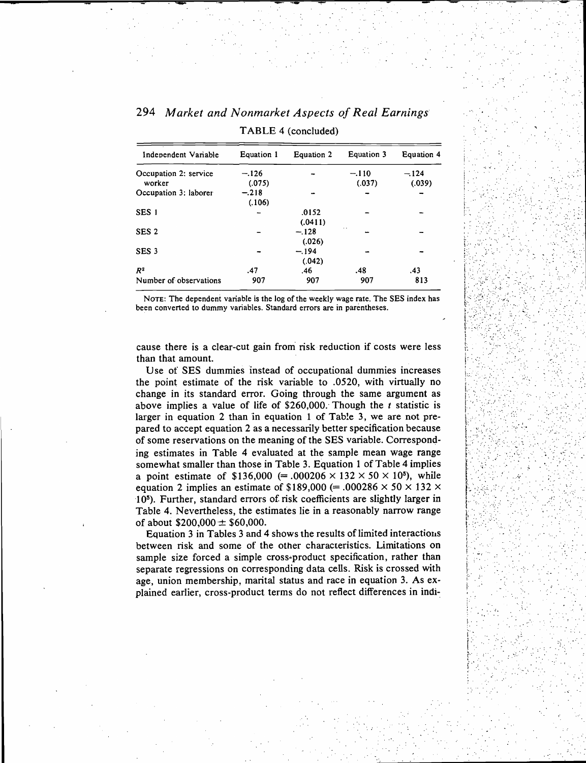TABLE 4 (concluded)

| Independent Variable | Equation 1 | Equation 2 | Equation 3 | Equation 4 |
|---|---|---|---|---|
| Occupation 2: service worker | −.126 (.075) | – | −.110 (.037) | −.124 (.039) |
| Occupation 3: laborer | −.218 (.106) | – | – | – |
| SES 1 | – | .0152 (.0411) | – | – |
| SES 2 | – | −.128 (.026) | – | – |
| SES 3 | – | −.194 (.042) | – | – |
| $R^2$ | .47 | .46 | .48 | .43 |
| Number of observations | 907 | 907 | 907 | 813 |

NOTE: The dependent variable is the log of the weekly wage rate. The SES index has been converted to dummy variables. Standard errors are in parentheses.

cause there is a clear-cut gain from risk reduction if costs were less than that amount.

Use of SES dummies instead of occupational dummies increases the point estimate of the risk variable to .0520, with virtually no change in its standard error. Going through the same argument as above implies a value of life of \$260,000. Though the $t$ statistic is larger in equation 2 than in equation 1 of Table 3, we are not prepared to accept equation 2 as a necessarily better specification because of some reservations on the meaning of the SES variable. Corresponding estimates in Table 4 evaluated at the sample mean wage range somewhat smaller than those in Table 3. Equation 1 of Table 4 implies a point estimate of \$136,000 ($= .000206 \times 132 \times 50 \times 10^5$), while equation 2 implies an estimate of \$189,000 ($= .000286 \times 50 \times 132 \times 10^5$). Further, standard errors of risk coefficients are slightly larger in Table 4. Nevertheless, the estimates lie in a reasonably narrow range of about \$200,000 ± \$60,000.

Equation 3 in Tables 3 and 4 shows the results of limited interactions between risk and some of the other characteristics. Limitations on sample size forced a simple cross-product specification, rather than separate regressions on corresponding data cells. Risk is crossed with age, union membership, marital status and race in equation 3. As explained earlier, cross-product terms do not reflect differences in indi-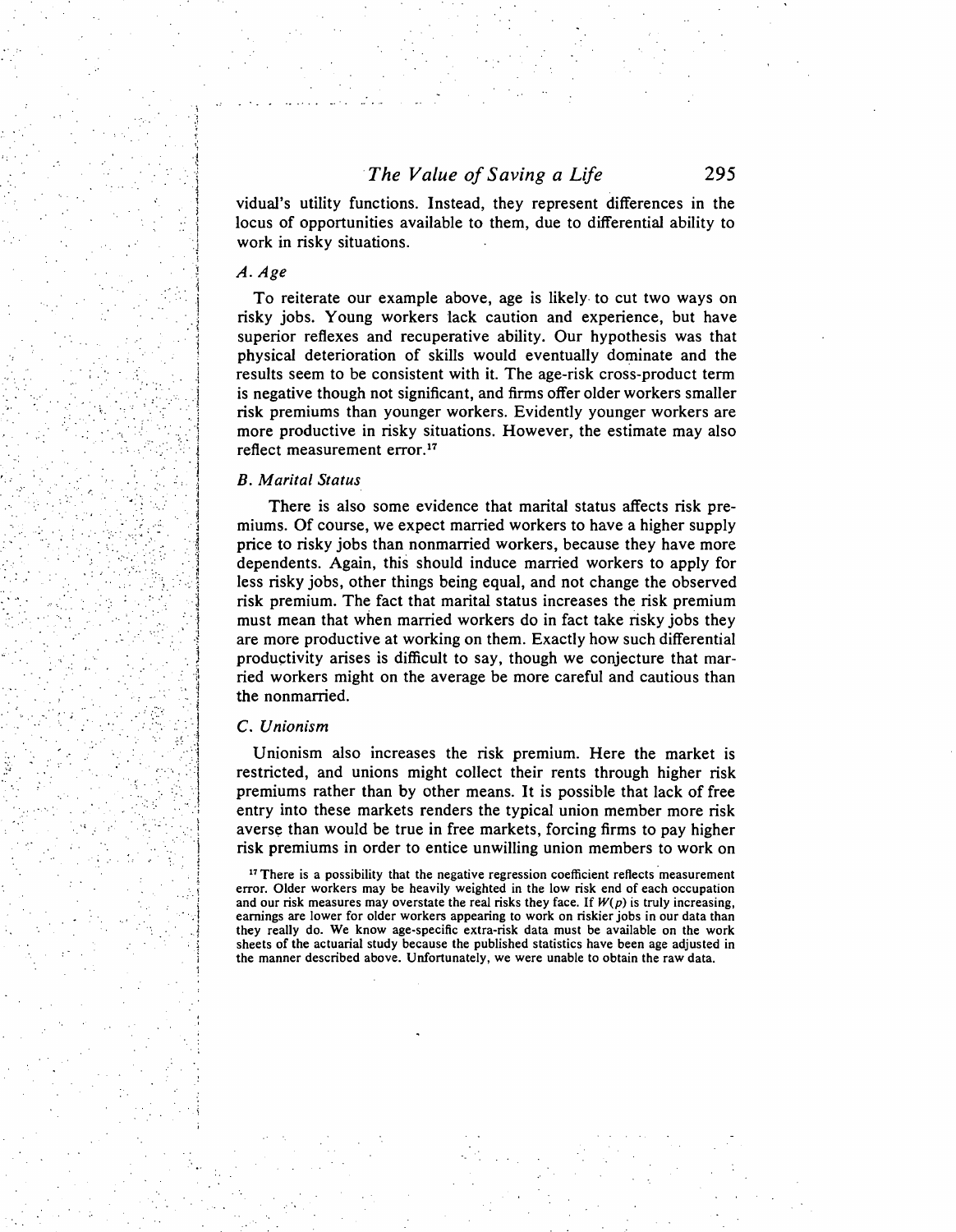vidual's utility functions. Instead, they represent differences in the locus of opportunities available to them, due to differential ability to work in risky situations.

### *A. Age*

To reiterate our example above, age is likely to cut two ways on risky jobs. Young workers lack caution and experience, but have superior reflexes and recuperative ability. Our hypothesis was that physical deterioration of skills would eventually dominate and the results seem to be consistent with it. The age-risk cross-product term is negative though not significant, and firms offer older workers smaller risk premiums than younger workers. Evidently younger workers are more productive in risky situations. However, the estimate may also reflect measurement error.[17]

### *B. Marital Status*

There is also some evidence that marital status affects risk premiums. Of course, we expect married workers to have a higher supply price to risky jobs than nonmarried workers, because they have more dependents. Again, this should induce married workers to apply for less risky jobs, other things being equal, and not change the observed risk premium. The fact that marital status increases the risk premium must mean that when married workers do in fact take risky jobs they are more productive at working on them. Exactly how such differential productivity arises is difficult to say, though we conjecture that married workers might on the average be more careful and cautious than the nonmarried.

### *C. Unionism*

Unionism also increases the risk premium. Here the market is restricted, and unions might collect their rents through higher risk premiums rather than by other means. It is possible that lack of free entry into these markets renders the typical union member more risk averse than would be true in free markets, forcing firms to pay higher risk premiums in order to entice unwilling union members to work on

[17] There is a possibility that the negative regression coefficient reflects measurement error. Older workers may be heavily weighted in the low risk end of each occupation and our risk measures may overstate the real risks they face. If $W(p)$ is truly increasing, earnings are lower for older workers appearing to work on riskier jobs in our data than they really do. We know age-specific extra-risk data must be available on the work sheets of the actuarial study because the published statistics have been age adjusted in the manner described above. Unfortunately, we were unable to obtain the raw data.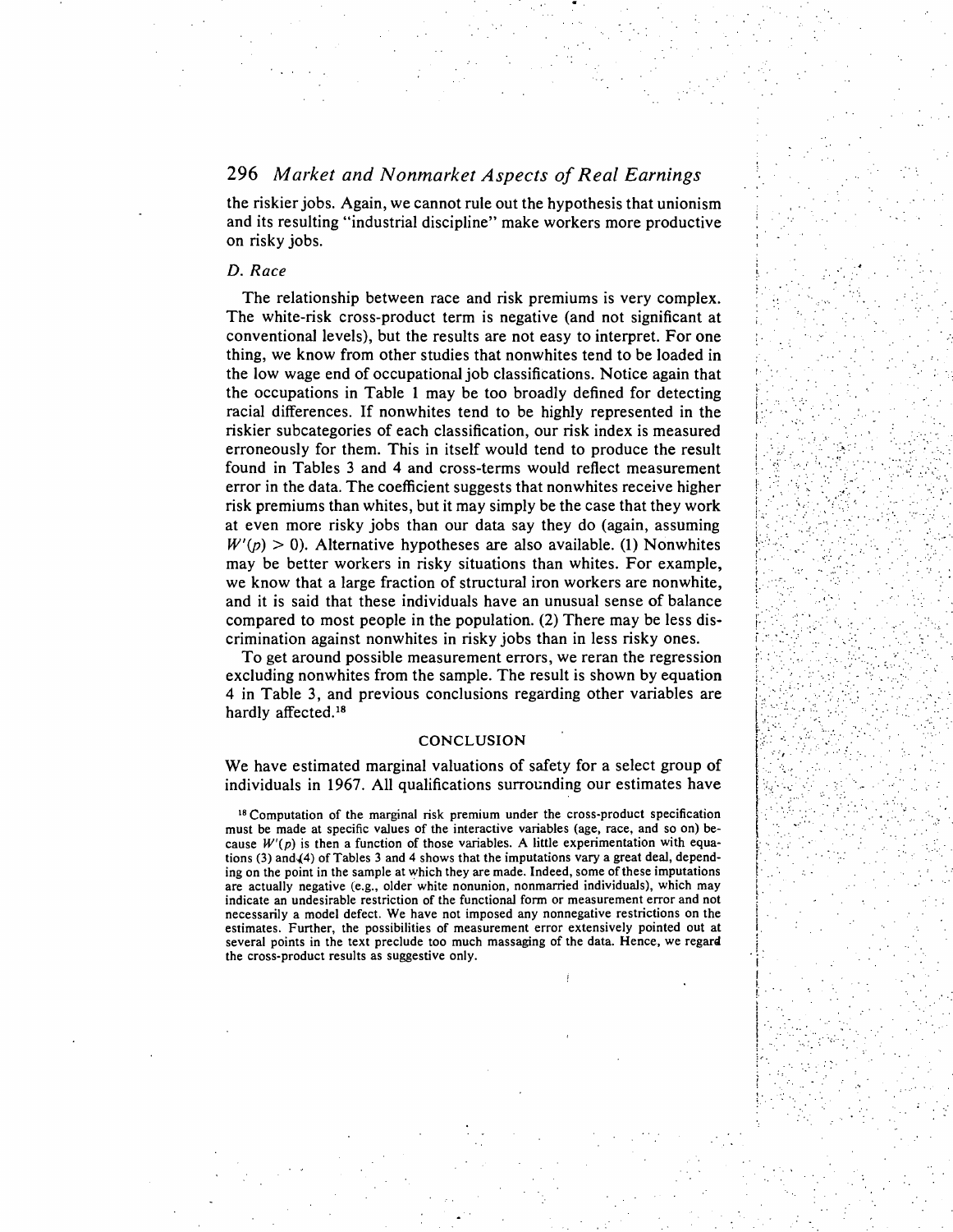the riskier jobs. Again, we cannot rule out the hypothesis that unionism and its resulting "industrial discipline" make workers more productive on risky jobs.

### *D. Race*

The relationship between race and risk premiums is very complex. The white-risk cross-product term is negative (and not significant at conventional levels), but the results are not easy to interpret. For one thing, we know from other studies that nonwhites tend to be loaded in the low wage end of occupational job classifications. Notice again that the occupations in Table 1 may be too broadly defined for detecting racial differences. If nonwhites tend to be highly represented in the riskier subcategories of each classification, our risk index is measured erroneously for them. This in itself would tend to produce the result found in Tables 3 and 4 and cross-terms would reflect measurement error in the data. The coefficient suggests that nonwhites receive higher risk premiums than whites, but it may simply be the case that they work at even more risky jobs than our data say they do (again, assuming $W'(p) > 0$). Alternative hypotheses are also available. (1) Nonwhites may be better workers in risky situations than whites. For example, we know that a large fraction of structural iron workers are nonwhite, and it is said that these individuals have an unusual sense of balance compared to most people in the population. (2) There may be less discrimination against nonwhites in risky jobs than in less risky ones.

To get around possible measurement errors, we reran the regression excluding nonwhites from the sample. The result is shown by equation 4 in Table 3, and previous conclusions regarding other variables are hardly affected.[18]

## CONCLUSION

We have estimated marginal valuations of safety for a select group of individuals in 1967. All qualifications surrounding our estimates have

[18] Computation of the marginal risk premium under the cross-product specification must be made at specific values of the interactive variables (age, race, and so on) because $W'(p)$ is then a function of those variables. A little experimentation with equations (3) and (4) of Tables 3 and 4 shows that the imputations vary a great deal, depending on the point in the sample at which they are made. Indeed, some of these imputations are actually negative (e.g., older white nonunion, nonmarried individuals), which may indicate an undesirable restriction of the functional form or measurement error and not necessarily a model defect. We have not imposed any nonnegative restrictions on the estimates. Further, the possibilities of measurement error extensively pointed out at several points in the text preclude too much massaging of the data. Hence, we regard the cross-product results as suggestive only.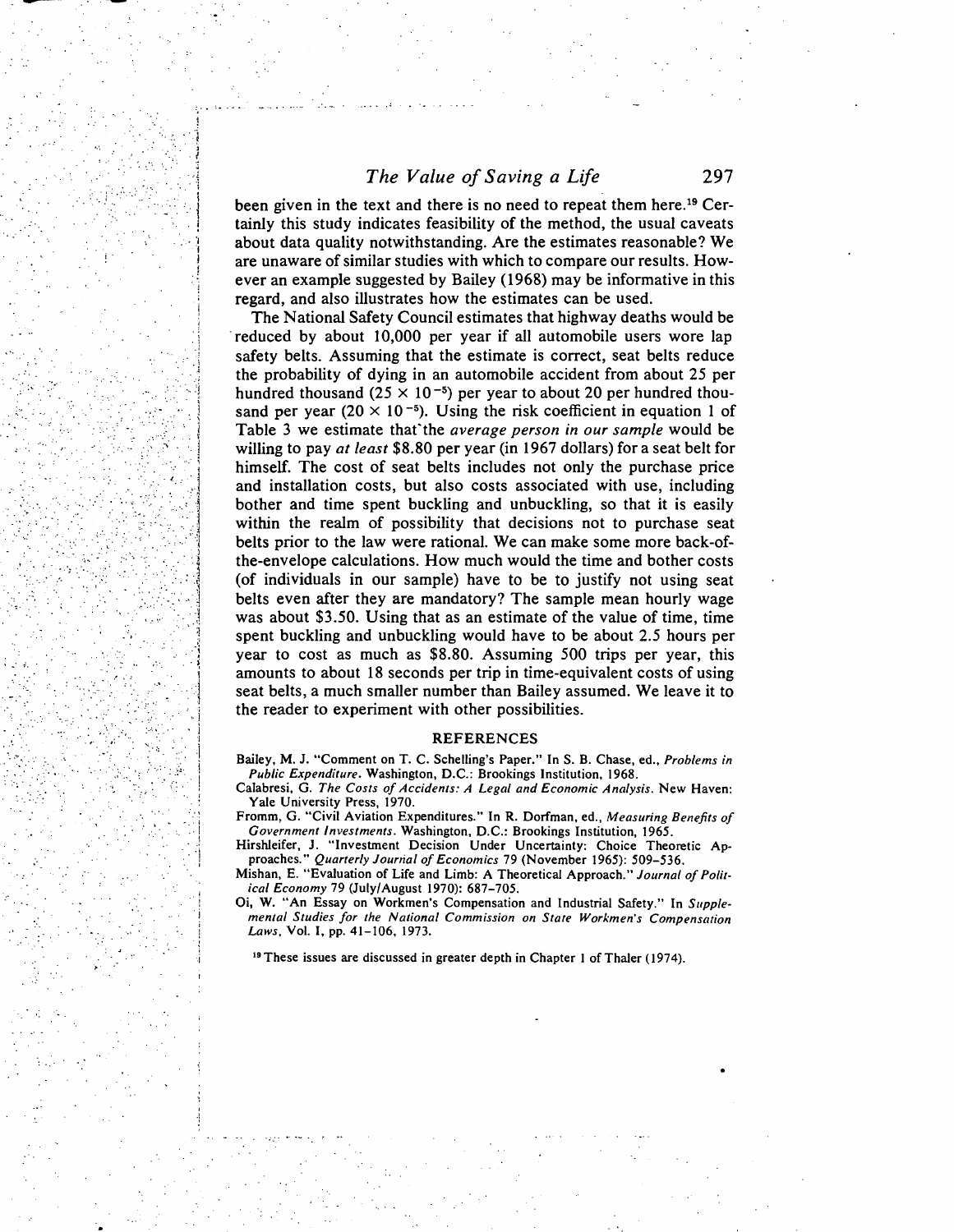been given in the text and there is no need to repeat them here.[19] Certainly this study indicates feasibility of the method, the usual caveats about data quality notwithstanding. Are the estimates reasonable? We are unaware of similar studies with which to compare our results. However an example suggested by Bailey (1968) may be informative in this regard, and also illustrates how the estimates can be used.

The National Safety Council estimates that highway deaths would be reduced by about 10,000 per year if all automobile users wore lap safety belts. Assuming that the estimate is correct, seat belts reduce the probability of dying in an automobile accident from about 25 per hundred thousand ($25 \times 10^{-5}$) per year to about 20 per hundred thousand per year ($20 \times 10^{-5}$). Using the risk coefficient in equation 1 of Table 3 we estimate that the *average person in our sample* would be willing to pay *at least* \$8.80 per year (in 1967 dollars) for a seat belt for himself. The cost of seat belts includes not only the purchase price and installation costs, but also costs associated with use, including bother and time spent buckling and unbuckling, so that it is easily within the realm of possibility that decisions not to purchase seat belts prior to the law were rational. We can make some more back-of-the-envelope calculations. How much would the time and bother costs (of individuals in our sample) have to be to justify not using seat belts even after they are mandatory? The sample mean hourly wage was about \$3.50. Using that as an estimate of the value of time, time spent buckling and unbuckling would have to be about 2.5 hours per year to cost as much as \$8.80. Assuming 500 trips per year, this amounts to about 18 seconds per trip in time-equivalent costs of using seat belts, a much smaller number than Bailey assumed. We leave it to the reader to experiment with other possibilities.

## REFERENCES

Bailey, M. J. "Comment on T. C. Schelling's Paper." In S. B. Chase, ed., *Problems in Public Expenditure*. Washington, D.C.: Brookings Institution, 1968.

Calabresi, G. *The Costs of Accidents: A Legal and Economic Analysis*. New Haven: Yale University Press, 1970.

Fromm, G. "Civil Aviation Expenditures." In R. Dorfman, ed., *Measuring Benefits of Government Investments*. Washington, D.C.: Brookings Institution, 1965.

Hirshleifer, J. "Investment Decision Under Uncertainty: Choice Theoretic Approaches." *Quarterly Journal of Economics* 79 (November 1965): 509–536.

Mishan, E. "Evaluation of Life and Limb: A Theoretical Approach." *Journal of Political Economy* 79 (July/August 1970): 687–705.

Oi, W. "An Essay on Workmen's Compensation and Industrial Safety." In *Supplemental Studies for the National Commission on State Workmen's Compensation Laws*, Vol. I, pp. 41–106, 1973.

[19] These issues are discussed in greater depth in Chapter 1 of Thaler (1974).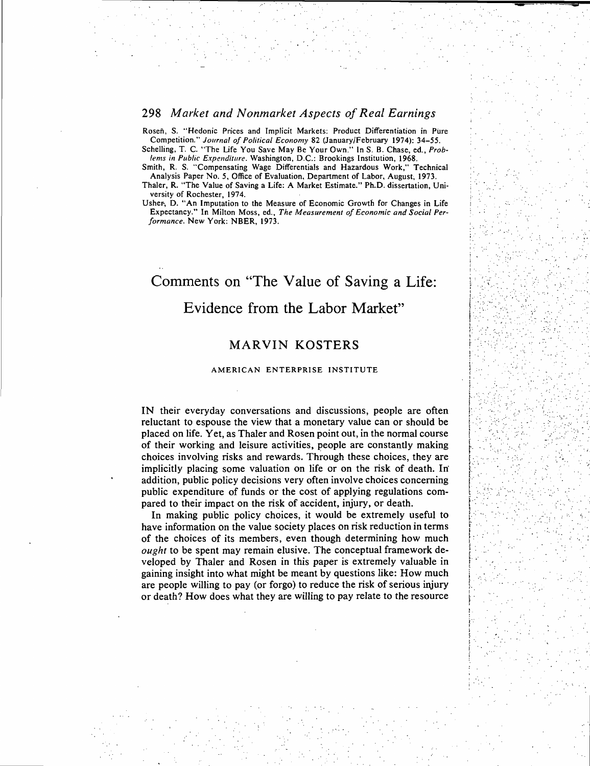Roseñ, S. "Hedonic Prices and Implicit Markets: Product Differentiation in Pure Competition." *Journal of Political Economy* 82 (January/February 1974): 34–55.

Schelling, T. C. "The Life You Save May Be Your Own." In S. B. Chase, ed., *Problems in Public Expenditure*. Washington, D.C.: Brookings Institution, 1968.

Smith, R. S. "Compensating Wage Differentials and Hazardous Work," Technical Analysis Paper No. 5, Office of Evaluation, Department of Labor, August, 1973.

Thaler, R. "The Value of Saving a Life: A Market Estimate." Ph.D. dissertation, University of Rochester, 1974.

Usher, D. "An Imputation to the Measure of Economic Growth for Changes in Life Expectancy." In Milton Moss, ed., *The Measurement of Economic and Social Performance*. New York: NBER, 1973.

# Comments on "The Value of Saving a Life: Evidence from the Labor Market"

## MARVIN KOSTERS

AMERICAN ENTERPRISE INSTITUTE

IN their everyday conversations and discussions, people are often reluctant to espouse the view that a monetary value can or should be placed on life. Yet, as Thaler and Rosen point out, in the normal course of their working and leisure activities, people are constantly making choices involving risks and rewards. Through these choices, they are implicitly placing some valuation on life or on the risk of death. In addition, public policy decisions very often involve choices concerning public expenditure of funds or the cost of applying regulations compared to their impact on the risk of accident, injury, or death.

In making public policy choices, it would be extremely useful to have information on the value society places on risk reduction in terms of the choices of its members, even though determining how much *ought* to be spent may remain elusive. The conceptual framework developed by Thaler and Rosen in this paper is extremely valuable in gaining insight into what might be meant by questions like: How much are people willing to pay (or forgo) to reduce the risk of serious injury or death? How does what they are willing to pay relate to the resource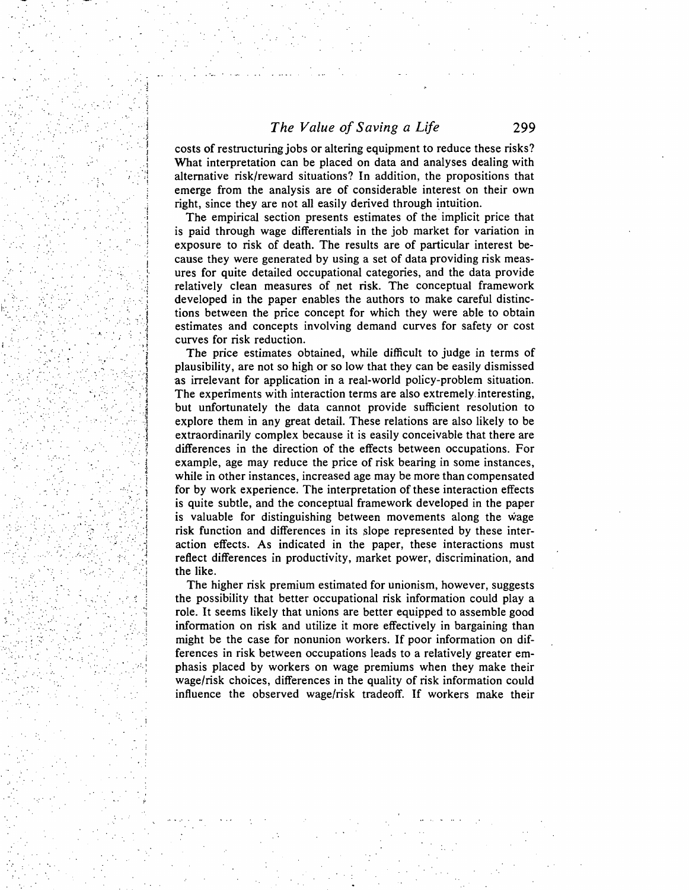costs of restructuring jobs or altering equipment to reduce these risks? What interpretation can be placed on data and analyses dealing with alternative risk/reward situations? In addition, the propositions that emerge from the analysis are of considerable interest on their own right, since they are not all easily derived through intuition.

The empirical section presents estimates of the implicit price that is paid through wage differentials in the job market for variation in exposure to risk of death. The results are of particular interest because they were generated by using a set of data providing risk measures for quite detailed occupational categories, and the data provide relatively clean measures of net risk. The conceptual framework developed in the paper enables the authors to make careful distinctions between the price concept for which they were able to obtain estimates and concepts involving demand curves for safety or cost curves for risk reduction.

The price estimates obtained, while difficult to judge in terms of plausibility, are not so high or so low that they can be easily dismissed as irrelevant for application in a real-world policy-problem situation. The experiments with interaction terms are also extremely interesting, but unfortunately the data cannot provide sufficient resolution to explore them in any great detail. These relations are also likely to be extraordinarily complex because it is easily conceivable that there are differences in the direction of the effects between occupations. For example, age may reduce the price of risk bearing in some instances, while in other instances, increased age may be more than compensated for by work experience. The interpretation of these interaction effects is quite subtle, and the conceptual framework developed in the paper is valuable for distinguishing between movements along the wage risk function and differences in its slope represented by these interaction effects. As indicated in the paper, these interactions must reflect differences in productivity, market power, discrimination, and the like.

The higher risk premium estimated for unionism, however, suggests the possibility that better occupational risk information could play a role. It seems likely that unions are better equipped to assemble good information on risk and utilize it more effectively in bargaining than might be the case for nonunion workers. If poor information on differences in risk between occupations leads to a relatively greater emphasis placed by workers on wage premiums when they make their wage/risk choices, differences in the quality of risk information could influence the observed wage/risk tradeoff. If workers make their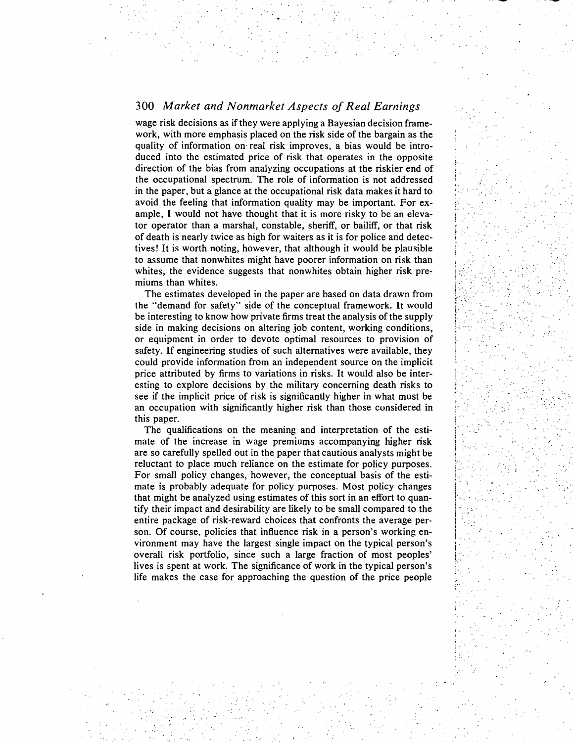wage risk decisions as if they were applying a Bayesian decision framework, with more emphasis placed on the risk side of the bargain as the quality of information on real risk improves, a bias would be introduced into the estimated price of risk that operates in the opposite direction of the bias from analyzing occupations at the riskier end of the occupational spectrum. The role of information is not addressed in the paper, but a glance at the occupational risk data makes it hard to avoid the feeling that information quality may be important. For example, I would not have thought that it is more risky to be an elevator operator than a marshal, constable, sheriff, or bailiff, or that risk of death is nearly twice as high for waiters as it is for police and detectives! It is worth noting, however, that although it would be plausible to assume that nonwhites might have poorer information on risk than whites, the evidence suggests that nonwhites obtain higher risk premiums than whites.

The estimates developed in the paper are based on data drawn from the "demand for safety" side of the conceptual framework. It would be interesting to know how private firms treat the analysis of the supply side in making decisions on altering job content, working conditions, or equipment in order to devote optimal resources to provision of safety. If engineering studies of such alternatives were available, they could provide information from an independent source on the implicit price attributed by firms to variations in risks. It would also be interesting to explore decisions by the military concerning death risks to see if the implicit price of risk is significantly higher in what must be an occupation with significantly higher risk than those considered in this paper.

The qualifications on the meaning and interpretation of the estimate of the increase in wage premiums accompanying higher risk are so carefully spelled out in the paper that cautious analysts might be reluctant to place much reliance on the estimate for policy purposes. For small policy changes, however, the conceptual basis of the estimate is probably adequate for policy purposes. Most policy changes that might be analyzed using estimates of this sort in an effort to quantify their impact and desirability are likely to be small compared to the entire package of risk-reward choices that confronts the average person. Of course, policies that influence risk in a person's working environment may have the largest single impact on the typical person's overall risk portfolio, since such a large fraction of most peoples' lives is spent at work. The significance of work in the typical person's life makes the case for approaching the question of the price people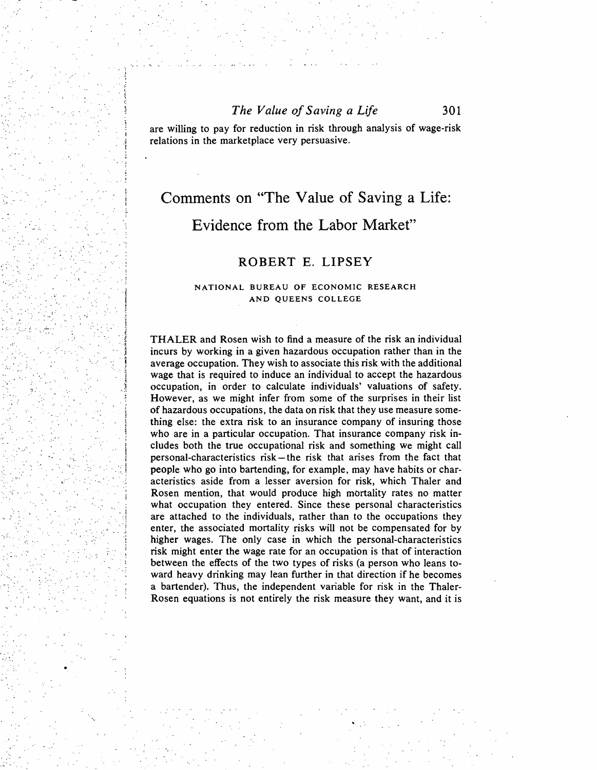are willing to pay for reduction in risk through analysis of wage-risk relations in the marketplace very persuasive.

# Comments on "The Value of Saving a Life: Evidence from the Labor Market"

## ROBERT E. LIPSEY

NATIONAL BUREAU OF ECONOMIC RESEARCH AND QUEENS COLLEGE

THALER and Rosen wish to find a measure of the risk an individual incurs by working in a given hazardous occupation rather than in the average occupation. They wish to associate this risk with the additional wage that is required to induce an individual to accept the hazardous occupation, in order to calculate individuals' valuations of safety. However, as we might infer from some of the surprises in their list of hazardous occupations, the data on risk that they use measure something else: the extra risk to an insurance company of insuring those who are in a particular occupation. That insurance company risk includes both the true occupational risk and something we might call personal-characteristics risk—the risk that arises from the fact that people who go into bartending, for example, may have habits or characteristics aside from a lesser aversion for risk, which Thaler and Rosen mention, that would produce high mortality rates no matter what occupation they entered. Since these personal characteristics are attached to the individuals, rather than to the occupations they enter, the associated mortality risks will not be compensated for by higher wages. The only case in which the personal-characteristics risk might enter the wage rate for an occupation is that of interaction between the effects of the two types of risks (a person who leans toward heavy drinking may lean further in that direction if he becomes a bartender). Thus, the independent variable for risk in the Thaler-Rosen equations is not entirely the risk measure they want, and it is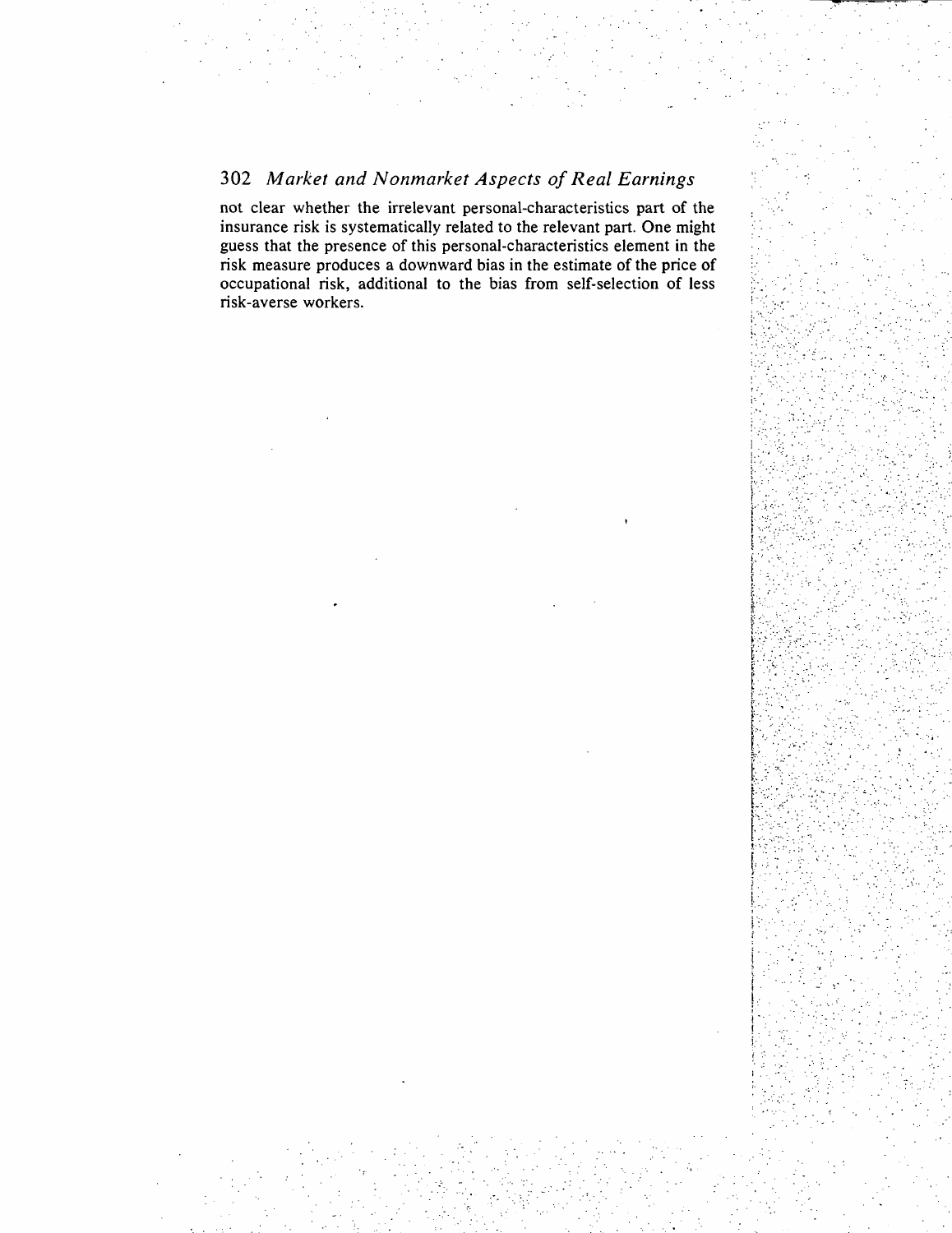not clear whether the irrelevant personal-characteristics part of the insurance risk is systematically related to the relevant part. One might guess that the presence of this personal-characteristics element in the risk measure produces a downward bias in the estimate of the price of occupational risk, additional to the bias from self-selection of less risk-averse workers.